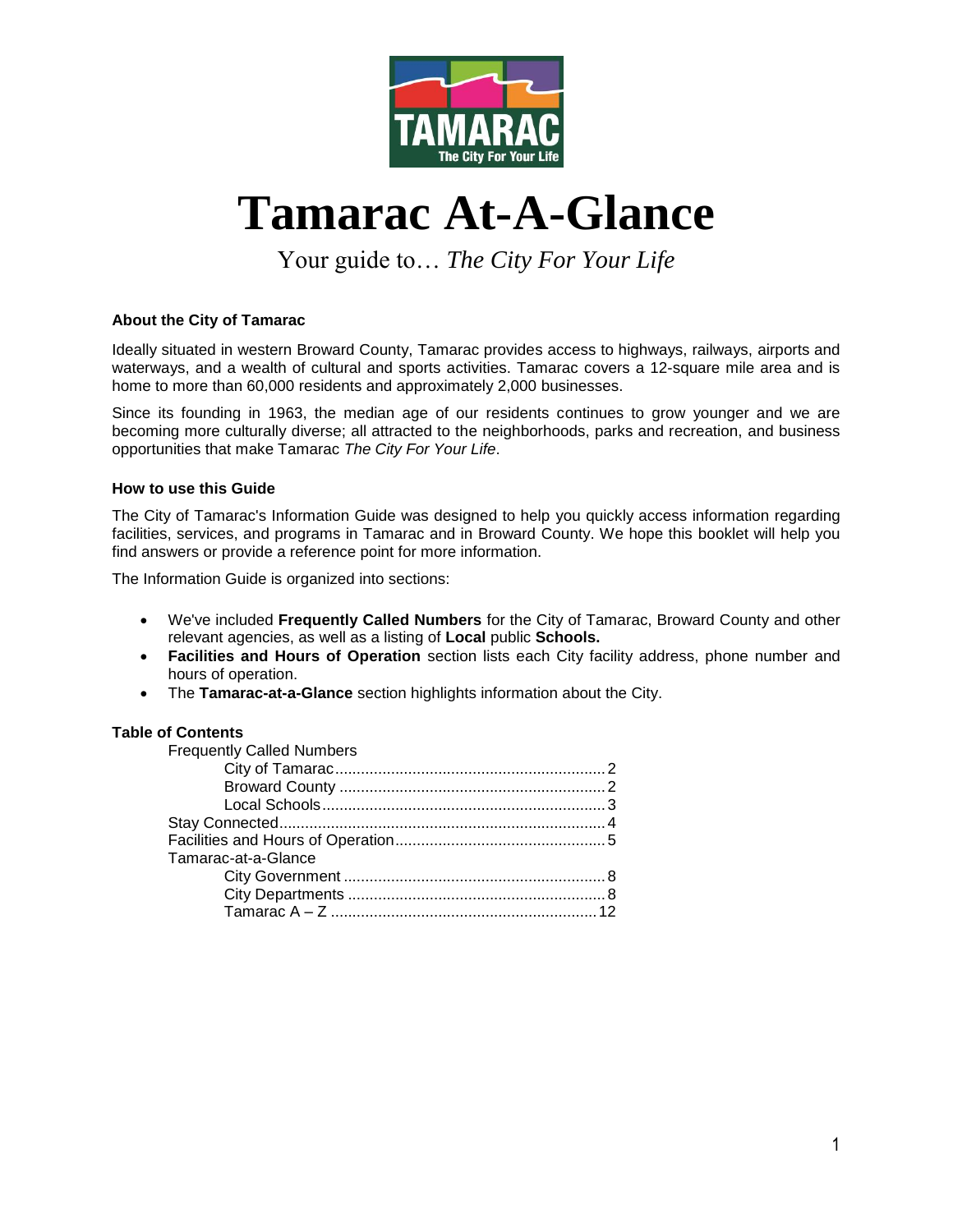# Tamarac At-A-Glance

Your guide to… *The City For Your Life*

### About the City of Tamarac

Ideally situated in western Broward County, Tamarac provides access to highways, railways, airports and waterways, and a wealth of cultural and sports activities. Tamarac covers a 12-square mile area and is home to more than 60,000 residents and approximately 2,000 businesses.

Since its founding in 1963, the median age of our residents continues to grow younger and we are becoming more culturally diverse; all attracted to the neighborhoods, parks and recreation, and business opportunities that make Tamarac *The City For Your Life*.

### How to use this Guide

The City of Tamarac's Information Guide was designed to help you quickly access information regarding facilities, services, and programs in Tamarac and in Broward County. We hope this booklet will help you find answers or provide a reference point for more information.

The Information Guide is organized into sections:

- We've included **Frequently Called Numbers** for the City of Tamarac, Broward County and other relevant agencies, as well as a listing of **Local** public **Schools.**
- **Facilities and Hours of Operation** section lists each City facility address, phone number and hours of operation.
- The **Tamarac-at-a-Glance** section highlights information about the City.

### Table of Contents

- Frequently Called Numbers
  - City of Tamarac ........ 2
  - Broward County ........ 2
  - Local Schools ........ 3
- Stay Connected ........ 4
- Facilities and Hours of Operation ........ 5
- Tamarac-at-a-Glance
  - City Government ........ 8
  - City Departments ........ 8
  - Tamarac A – Z ........ 12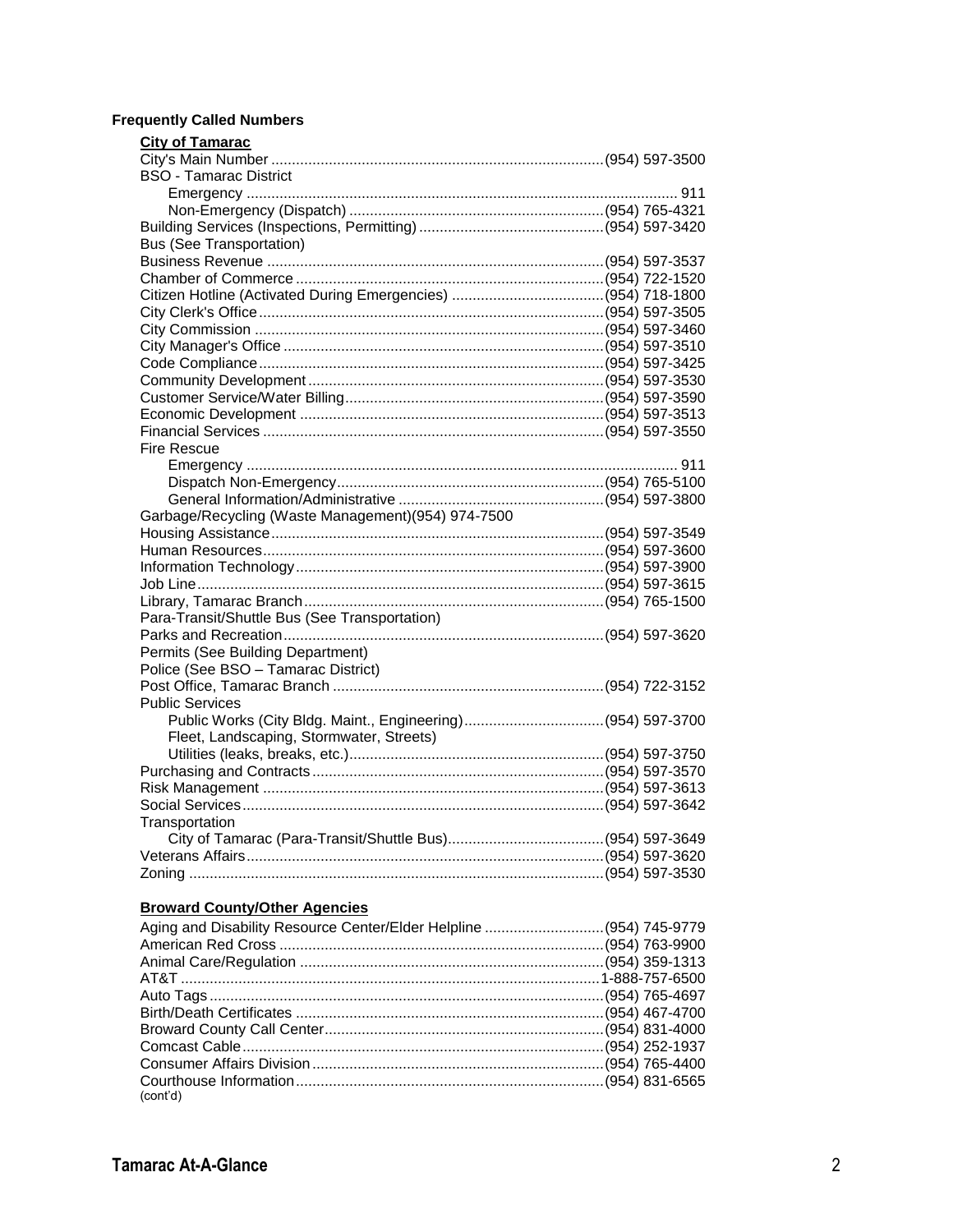**Frequently Called Numbers**

**City of Tamarac**

City's Main Number ................................................................................(954) 597-3500
BSO - Tamarac District
  Emergency ....................................................................................... 911
  Non-Emergency (Dispatch) .............................................................(954) 765-4321
Building Services (Inspections, Permitting) ............................................(954) 597-3420
Bus (See Transportation)
Business Revenue .................................................................................(954) 597-3537
Chamber of Commerce ..........................................................................(954) 722-1520
Citizen Hotline (Activated During Emergencies) ....................................(954) 718-1800
City Clerk's Office ...................................................................................(954) 597-3505
City Commission ....................................................................................(954) 597-3460
City Manager's Office .............................................................................(954) 597-3510
Code Compliance ...................................................................................(954) 597-3425
Community Development .......................................................................(954) 597-3530
Customer Service/Water Billing ..............................................................(954) 597-3590
Economic Development .........................................................................(954) 597-3513
Financial Services ..................................................................................(954) 597-3550
Fire Rescue
  Emergency ....................................................................................... 911
  Dispatch Non-Emergency................................................................(954) 765-5100
  General Information/Administrative .................................................(954) 597-3800
Garbage/Recycling (Waste Management)(954) 974-7500
Housing Assistance................................................................................(954) 597-3549
Human Resources..................................................................................(954) 597-3600
Information Technology..........................................................................(954) 597-3900
Job Line..................................................................................................(954) 597-3615
Library, Tamarac Branch........................................................................(954) 765-1500
Para-Transit/Shuttle Bus (See Transportation)
Parks and Recreation.............................................................................(954) 597-3620
Permits (See Building Department)
Police (See BSO – Tamarac District)
Post Office, Tamarac Branch .................................................................(954) 722-3152
Public Services
  Public Works (City Bldg. Maint., Engineering).................................(954) 597-3700
  Fleet, Landscaping, Stormwater, Streets)
  Utilities (leaks, breaks, etc.).............................................................(954) 597-3750
Purchasing and Contracts......................................................................(954) 597-3570
Risk Management ..................................................................................(954) 597-3613
Social Services.......................................................................................(954) 597-3642
Transportation
  City of Tamarac (Para-Transit/Shuttle Bus).....................................(954) 597-3649
Veterans Affairs......................................................................................(954) 597-3620
Zoning ...................................................................................................(954) 597-3530

**Broward County/Other Agencies**

Aging and Disability Resource Center/Elder Helpline ............................(954) 745-9779
American Red Cross ..............................................................................(954) 763-9900
Animal Care/Regulation .........................................................................(954) 359-1313
AT&T ....................................................................................................1-888-757-6500
Auto Tags ...............................................................................................(954) 765-4697
Birth/Death Certificates ..........................................................................(954) 467-4700
Broward County Call Center...................................................................(954) 831-4000
Comcast Cable.......................................................................................(954) 252-1937
Consumer Affairs Division ......................................................................(954) 765-4400
Courthouse Information..........................................................................(954) 831-6565
(cont'd)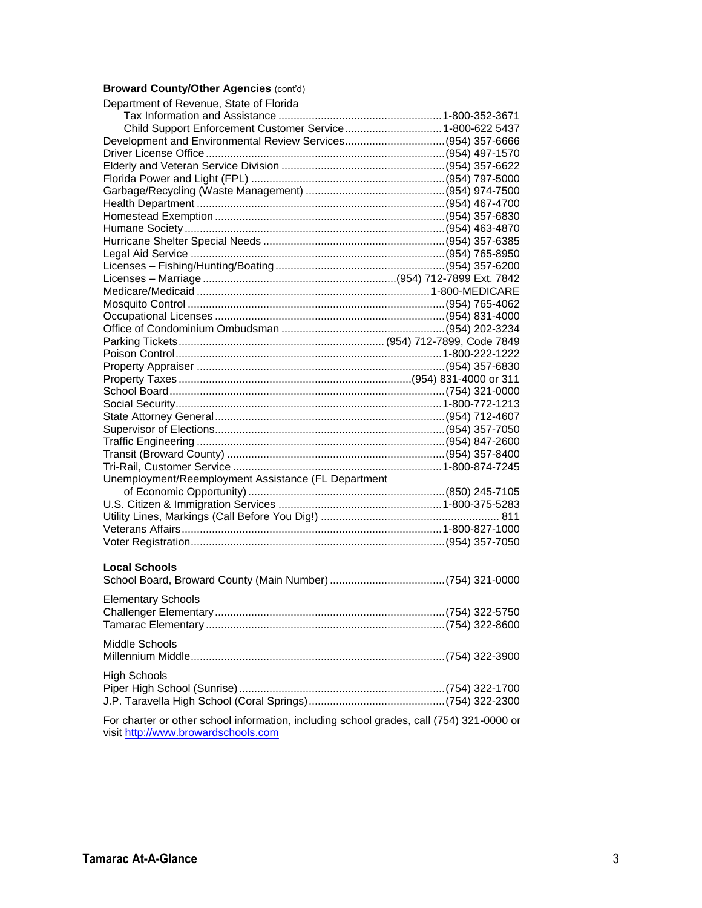## Broward County/Other Agencies (cont'd)

| Agency | Phone |
|---|---|
| Department of Revenue, State of Florida | |
| Tax Information and Assistance | 1-800-352-3671 |
| Child Support Enforcement Customer Service | 1-800-622 5437 |
| Development and Environmental Review Services | (954) 357-6666 |
| Driver License Office | (954) 497-1570 |
| Elderly and Veteran Service Division | (954) 357-6622 |
| Florida Power and Light (FPL) | (954) 797-5000 |
| Garbage/Recycling (Waste Management) | (954) 974-7500 |
| Health Department | (954) 467-4700 |
| Homestead Exemption | (954) 357-6830 |
| Humane Society | (954) 463-4870 |
| Hurricane Shelter Special Needs | (954) 357-6385 |
| Legal Aid Service | (954) 765-8950 |
| Licenses – Fishing/Hunting/Boating | (954) 357-6200 |
| Licenses – Marriage | (954) 712-7899 Ext. 7842 |
| Medicare/Medicaid | 1-800-MEDICARE |
| Mosquito Control | (954) 765-4062 |
| Occupational Licenses | (954) 831-4000 |
| Office of Condominium Ombudsman | (954) 202-3234 |
| Parking Tickets | (954) 712-7899, Code 7849 |
| Poison Control | 1-800-222-1222 |
| Property Appraiser | (954) 357-6830 |
| Property Taxes | (954) 831-4000 or 311 |
| School Board | (754) 321-0000 |
| Social Security | 1-800-772-1213 |
| State Attorney General | (954) 712-4607 |
| Supervisor of Elections | (954) 357-7050 |
| Traffic Engineering | (954) 847-2600 |
| Transit (Broward County) | (954) 357-8400 |
| Tri-Rail, Customer Service | 1-800-874-7245 |
| Unemployment/Reemployment Assistance (FL Department of Economic Opportunity) | (850) 245-7105 |
| U.S. Citizen & Immigration Services | 1-800-375-5283 |
| Utility Lines, Markings (Call Before You Dig!) | 811 |
| Veterans Affairs | 1-800-827-1000 |
| Voter Registration | (954) 357-7050 |

## Local Schools

| School | Phone |
|---|---|
| School Board, Broward County (Main Number) | (754) 321-0000 |
| **Elementary Schools** | |
| Challenger Elementary | (754) 322-5750 |
| Tamarac Elementary | (754) 322-8600 |
| **Middle Schools** | |
| Millennium Middle | (754) 322-3900 |
| **High Schools** | |
| Piper High School (Sunrise) | (754) 322-1700 |
| J.P. Taravella High School (Coral Springs) | (754) 322-2300 |

For charter or other school information, including school grades, call (754) 321-0000 or visit http://www.browardschools.com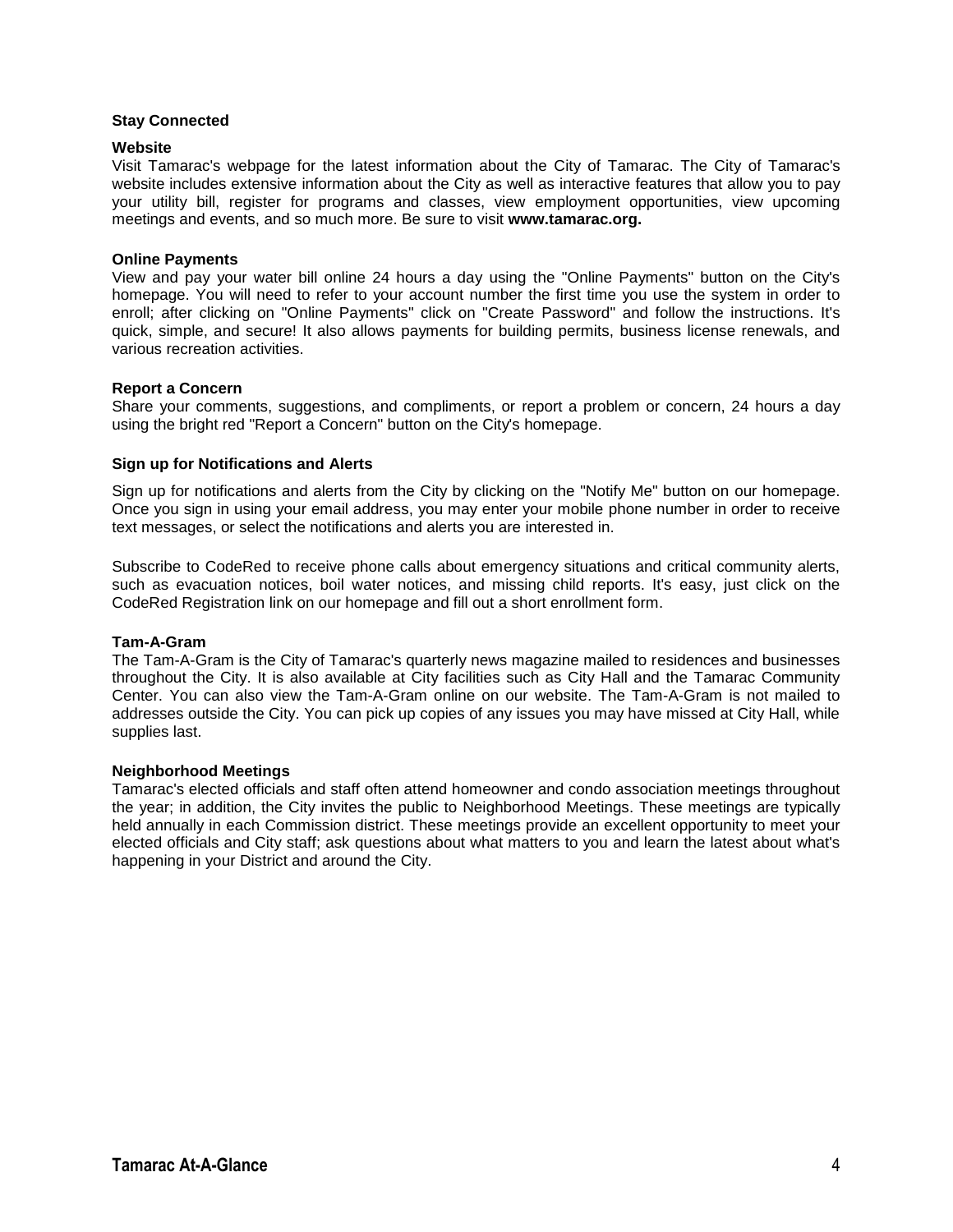## Stay Connected

### Website

Visit Tamarac's webpage for the latest information about the City of Tamarac. The City of Tamarac's website includes extensive information about the City as well as interactive features that allow you to pay your utility bill, register for programs and classes, view employment opportunities, view upcoming meetings and events, and so much more. Be sure to visit **www.tamarac.org.**

### Online Payments

View and pay your water bill online 24 hours a day using the "Online Payments" button on the City's homepage. You will need to refer to your account number the first time you use the system in order to enroll; after clicking on "Online Payments" click on "Create Password" and follow the instructions. It's quick, simple, and secure! It also allows payments for building permits, business license renewals, and various recreation activities.

### Report a Concern

Share your comments, suggestions, and compliments, or report a problem or concern, 24 hours a day using the bright red "Report a Concern" button on the City's homepage.

### Sign up for Notifications and Alerts

Sign up for notifications and alerts from the City by clicking on the "Notify Me" button on our homepage. Once you sign in using your email address, you may enter your mobile phone number in order to receive text messages, or select the notifications and alerts you are interested in.

Subscribe to CodeRed to receive phone calls about emergency situations and critical community alerts, such as evacuation notices, boil water notices, and missing child reports. It's easy, just click on the CodeRed Registration link on our homepage and fill out a short enrollment form.

### Tam-A-Gram

The Tam-A-Gram is the City of Tamarac's quarterly news magazine mailed to residences and businesses throughout the City. It is also available at City facilities such as City Hall and the Tamarac Community Center. You can also view the Tam-A-Gram online on our website. The Tam-A-Gram is not mailed to addresses outside the City. You can pick up copies of any issues you may have missed at City Hall, while supplies last.

### Neighborhood Meetings

Tamarac's elected officials and staff often attend homeowner and condo association meetings throughout the year; in addition, the City invites the public to Neighborhood Meetings. These meetings are typically held annually in each Commission district. These meetings provide an excellent opportunity to meet your elected officials and City staff; ask questions about what matters to you and learn the latest about what's happening in your District and around the City.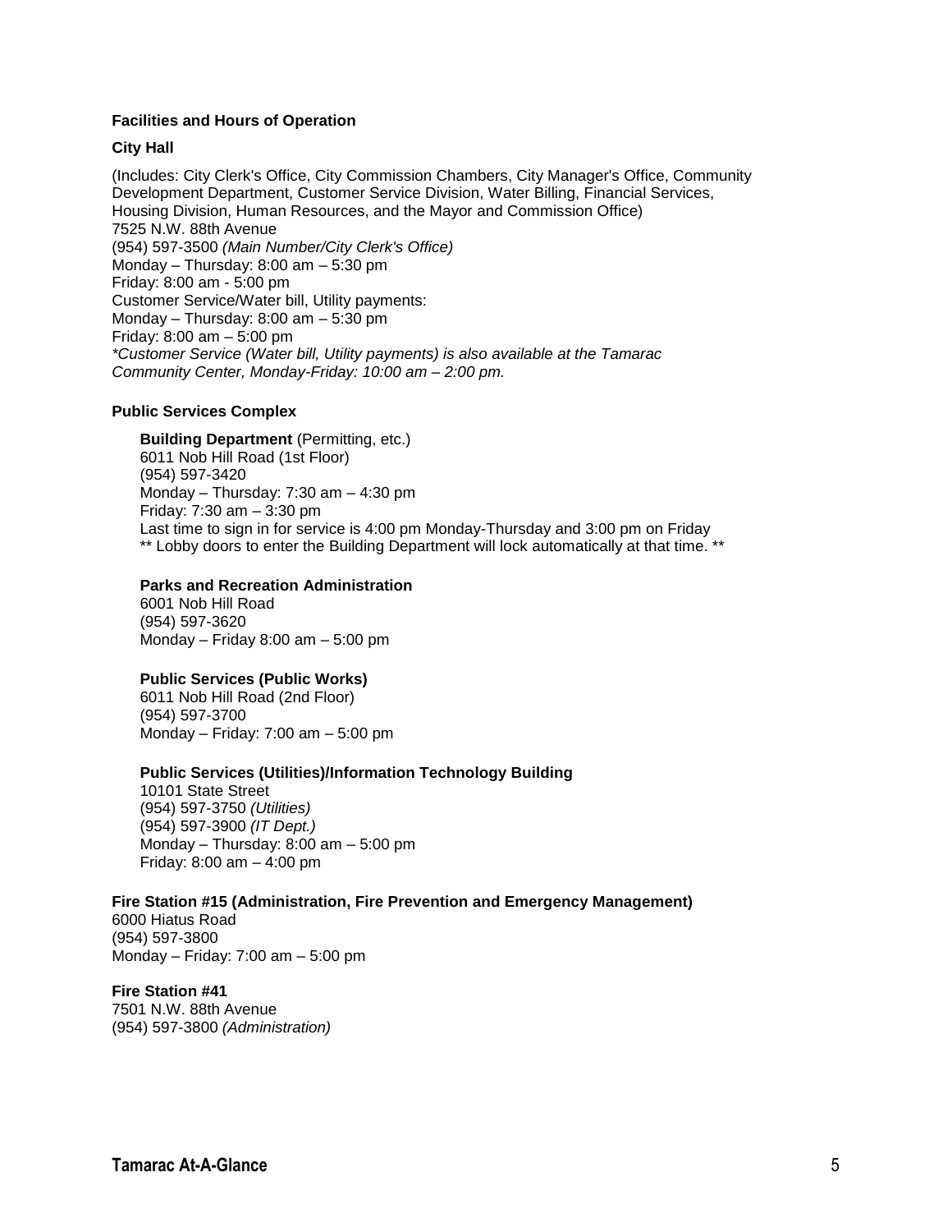## Facilities and Hours of Operation

### City Hall

(Includes: City Clerk's Office, City Commission Chambers, City Manager's Office, Community Development Department, Customer Service Division, Water Billing, Financial Services, Housing Division, Human Resources, and the Mayor and Commission Office)
7525 N.W. 88th Avenue
(954) 597-3500 *(Main Number/City Clerk's Office)*
Monday – Thursday: 8:00 am – 5:30 pm
Friday: 8:00 am - 5:00 pm
Customer Service/Water bill, Utility payments:
Monday – Thursday: 8:00 am – 5:30 pm
Friday: 8:00 am – 5:00 pm
*\*Customer Service (Water bill, Utility payments) is also available at the Tamarac Community Center, Monday-Friday: 10:00 am – 2:00 pm.*

### Public Services Complex

**Building Department** (Permitting, etc.)
6011 Nob Hill Road (1st Floor)
(954) 597-3420
Monday – Thursday: 7:30 am – 4:30 pm
Friday: 7:30 am – 3:30 pm
Last time to sign in for service is 4:00 pm Monday-Thursday and 3:00 pm on Friday
** Lobby doors to enter the Building Department will lock automatically at that time. **

**Parks and Recreation Administration**
6001 Nob Hill Road
(954) 597-3620
Monday – Friday 8:00 am – 5:00 pm

**Public Services (Public Works)**
6011 Nob Hill Road (2nd Floor)
(954) 597-3700
Monday – Friday: 7:00 am – 5:00 pm

**Public Services (Utilities)/Information Technology Building**
10101 State Street
(954) 597-3750 *(Utilities)*
(954) 597-3900 *(IT Dept.)*
Monday – Thursday: 8:00 am – 5:00 pm
Friday: 8:00 am – 4:00 pm

### Fire Station #15 (Administration, Fire Prevention and Emergency Management)

6000 Hiatus Road
(954) 597-3800
Monday – Friday: 7:00 am – 5:00 pm

### Fire Station #41

7501 N.W. 88th Avenue
(954) 597-3800 *(Administration)*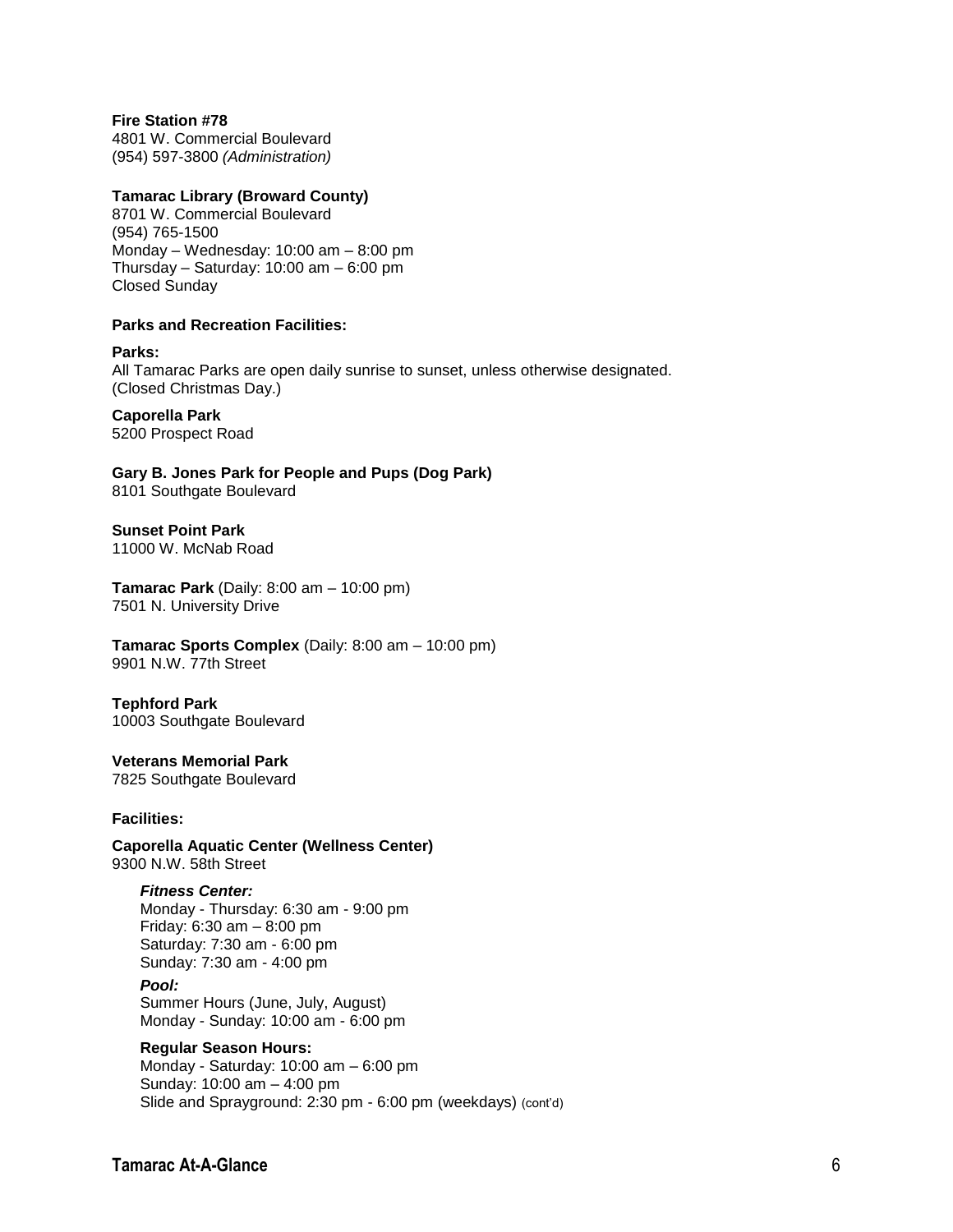**Fire Station #78**
4801 W. Commercial Boulevard
(954) 597-3800 *(Administration)*

**Tamarac Library (Broward County)**
8701 W. Commercial Boulevard
(954) 765-1500
Monday – Wednesday: 10:00 am – 8:00 pm
Thursday – Saturday: 10:00 am – 6:00 pm
Closed Sunday

**Parks and Recreation Facilities:**

**Parks:**
All Tamarac Parks are open daily sunrise to sunset, unless otherwise designated.
(Closed Christmas Day.)

**Caporella Park**
5200 Prospect Road

**Gary B. Jones Park for People and Pups (Dog Park)**
8101 Southgate Boulevard

**Sunset Point Park**
11000 W. McNab Road

**Tamarac Park** (Daily: 8:00 am – 10:00 pm)
7501 N. University Drive

**Tamarac Sports Complex** (Daily: 8:00 am – 10:00 pm)
9901 N.W. 77th Street

**Tephford Park**
10003 Southgate Boulevard

**Veterans Memorial Park**
7825 Southgate Boulevard

**Facilities:**

**Caporella Aquatic Center (Wellness Center)**
9300 N.W. 58th Street

***Fitness Center:***
Monday - Thursday: 6:30 am - 9:00 pm
Friday: 6:30 am – 8:00 pm
Saturday: 7:30 am - 6:00 pm
Sunday: 7:30 am - 4:00 pm

***Pool:***
Summer Hours (June, July, August)
Monday - Sunday: 10:00 am - 6:00 pm

**Regular Season Hours:**
Monday - Saturday: 10:00 am – 6:00 pm
Sunday: 10:00 am – 4:00 pm
Slide and Sprayground: 2:30 pm - 6:00 pm (weekdays) (cont'd)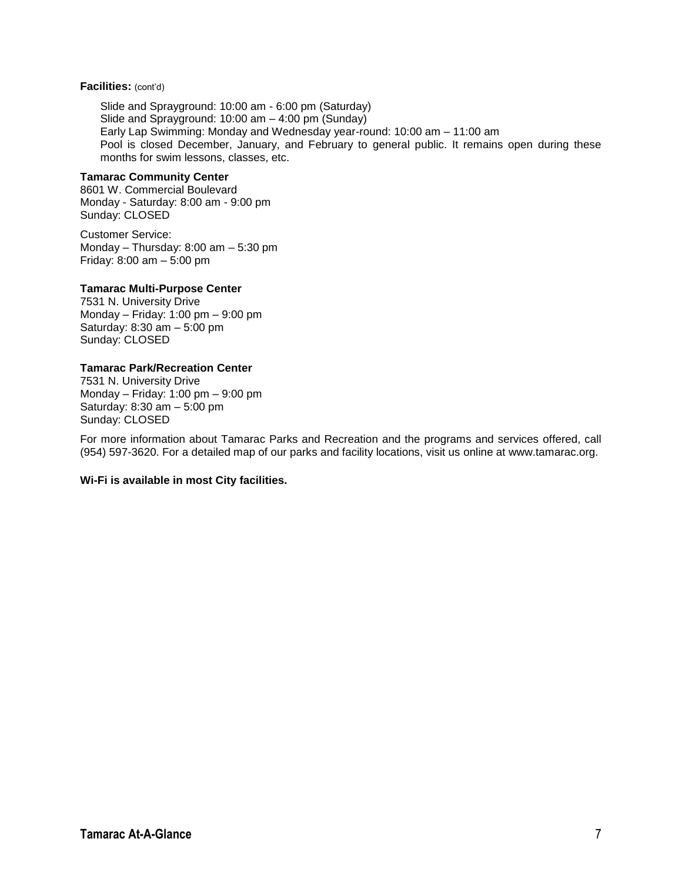**Facilities:** (cont'd)

Slide and Sprayground: 10:00 am - 6:00 pm (Saturday)
Slide and Sprayground: 10:00 am – 4:00 pm (Sunday)
Early Lap Swimming: Monday and Wednesday year-round: 10:00 am – 11:00 am
Pool is closed December, January, and February to general public. It remains open during these months for swim lessons, classes, etc.

**Tamarac Community Center**
8601 W. Commercial Boulevard
Monday - Saturday: 8:00 am - 9:00 pm
Sunday: CLOSED

Customer Service:
Monday – Thursday: 8:00 am – 5:30 pm
Friday: 8:00 am – 5:00 pm

**Tamarac Multi-Purpose Center**
7531 N. University Drive
Monday – Friday: 1:00 pm – 9:00 pm
Saturday: 8:30 am – 5:00 pm
Sunday: CLOSED

**Tamarac Park/Recreation Center**
7531 N. University Drive
Monday – Friday: 1:00 pm – 9:00 pm
Saturday: 8:30 am – 5:00 pm
Sunday: CLOSED

For more information about Tamarac Parks and Recreation and the programs and services offered, call (954) 597-3620. For a detailed map of our parks and facility locations, visit us online at www.tamarac.org.

**Wi-Fi is available in most City facilities.**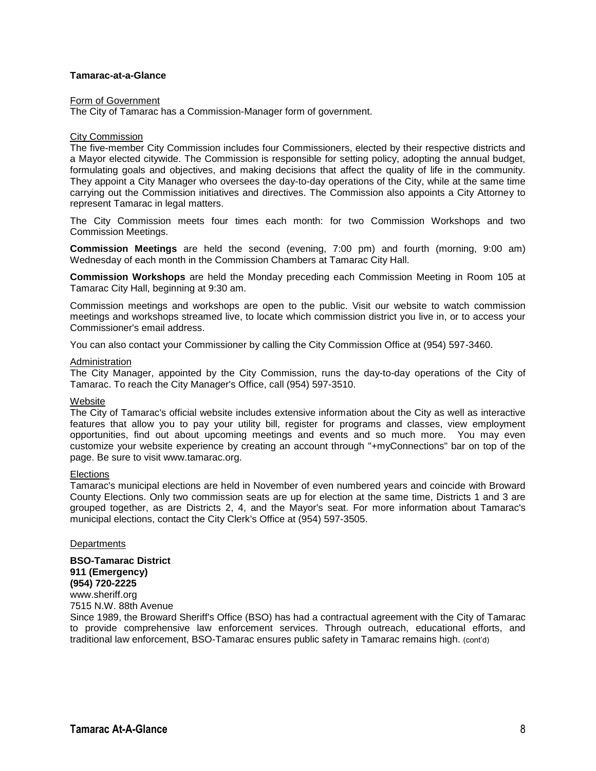## Tamarac-at-a-Glance

Form of Government

The City of Tamarac has a Commission-Manager form of government.

City Commission

The five-member City Commission includes four Commissioners, elected by their respective districts and a Mayor elected citywide. The Commission is responsible for setting policy, adopting the annual budget, formulating goals and objectives, and making decisions that affect the quality of life in the community. They appoint a City Manager who oversees the day-to-day operations of the City, while at the same time carrying out the Commission initiatives and directives. The Commission also appoints a City Attorney to represent Tamarac in legal matters.

The City Commission meets four times each month: for two Commission Workshops and two Commission Meetings.

**Commission Meetings** are held the second (evening, 7:00 pm) and fourth (morning, 9:00 am) Wednesday of each month in the Commission Chambers at Tamarac City Hall.

**Commission Workshops** are held the Monday preceding each Commission Meeting in Room 105 at Tamarac City Hall, beginning at 9:30 am.

Commission meetings and workshops are open to the public. Visit our website to watch commission meetings and workshops streamed live, to locate which commission district you live in, or to access your Commissioner's email address.

You can also contact your Commissioner by calling the City Commission Office at (954) 597-3460.

Administration

The City Manager, appointed by the City Commission, runs the day-to-day operations of the City of Tamarac. To reach the City Manager's Office, call (954) 597-3510.

Website

The City of Tamarac's official website includes extensive information about the City as well as interactive features that allow you to pay your utility bill, register for programs and classes, view employment opportunities, find out about upcoming meetings and events and so much more. You may even customize your website experience by creating an account through "+myConnections" bar on top of the page. Be sure to visit www.tamarac.org.

Elections

Tamarac's municipal elections are held in November of even numbered years and coincide with Broward County Elections. Only two commission seats are up for election at the same time, Districts 1 and 3 are grouped together, as are Districts 2, 4, and the Mayor's seat. For more information about Tamarac's municipal elections, contact the City Clerk's Office at (954) 597-3505.

Departments

**BSO-Tamarac District**
**911 (Emergency)**
**(954) 720-2225**
www.sheriff.org
7515 N.W. 88th Avenue

Since 1989, the Broward Sheriff's Office (BSO) has had a contractual agreement with the City of Tamarac to provide comprehensive law enforcement services. Through outreach, educational efforts, and traditional law enforcement, BSO-Tamarac ensures public safety in Tamarac remains high. (cont'd)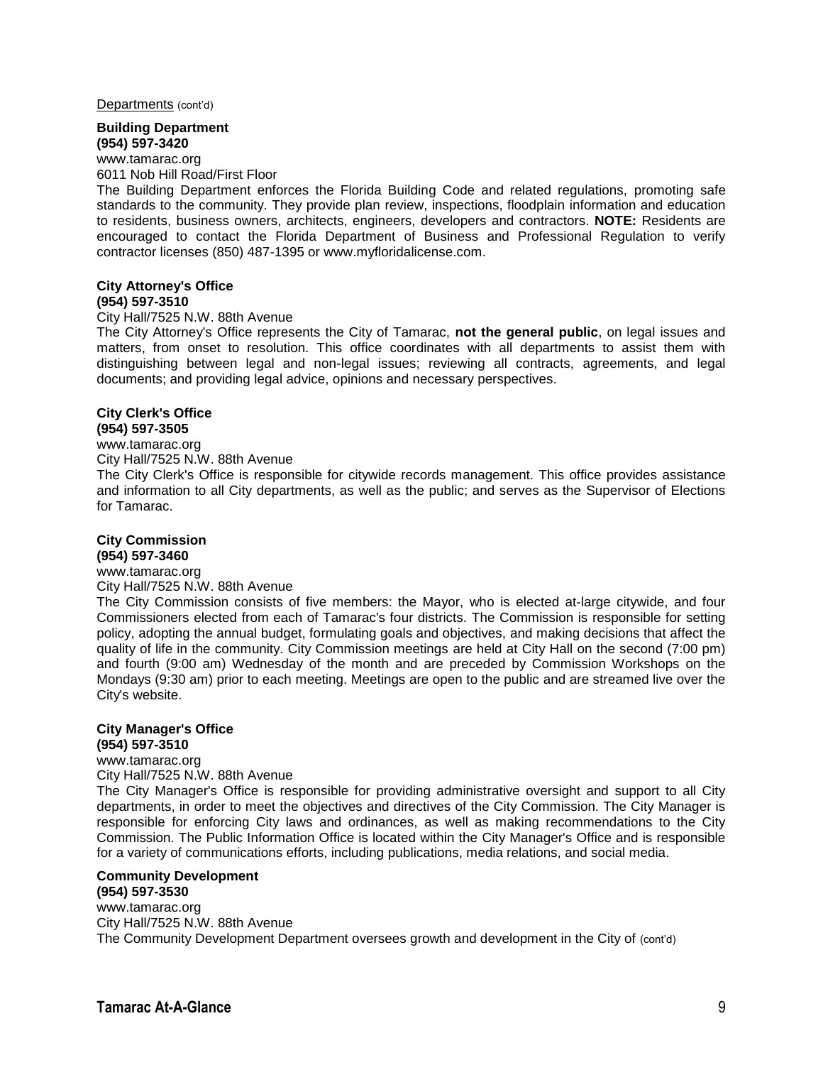Departments (cont'd)

**Building Department**
**(954) 597-3420**
www.tamarac.org
6011 Nob Hill Road/First Floor
The Building Department enforces the Florida Building Code and related regulations, promoting safe standards to the community. They provide plan review, inspections, floodplain information and education to residents, business owners, architects, engineers, developers and contractors. **NOTE:** Residents are encouraged to contact the Florida Department of Business and Professional Regulation to verify contractor licenses (850) 487-1395 or www.myfloridalicense.com.

**City Attorney's Office**
**(954) 597-3510**
City Hall/7525 N.W. 88th Avenue
The City Attorney's Office represents the City of Tamarac, **not the general public**, on legal issues and matters, from onset to resolution. This office coordinates with all departments to assist them with distinguishing between legal and non-legal issues; reviewing all contracts, agreements, and legal documents; and providing legal advice, opinions and necessary perspectives.

**City Clerk's Office**
**(954) 597-3505**
www.tamarac.org
City Hall/7525 N.W. 88th Avenue
The City Clerk's Office is responsible for citywide records management. This office provides assistance and information to all City departments, as well as the public; and serves as the Supervisor of Elections for Tamarac.

**City Commission**
**(954) 597-3460**
www.tamarac.org
City Hall/7525 N.W. 88th Avenue
The City Commission consists of five members: the Mayor, who is elected at-large citywide, and four Commissioners elected from each of Tamarac's four districts. The Commission is responsible for setting policy, adopting the annual budget, formulating goals and objectives, and making decisions that affect the quality of life in the community. City Commission meetings are held at City Hall on the second (7:00 pm) and fourth (9:00 am) Wednesday of the month and are preceded by Commission Workshops on the Mondays (9:30 am) prior to each meeting. Meetings are open to the public and are streamed live over the City's website.

**City Manager's Office**
**(954) 597-3510**
www.tamarac.org
City Hall/7525 N.W. 88th Avenue
The City Manager's Office is responsible for providing administrative oversight and support to all City departments, in order to meet the objectives and directives of the City Commission. The City Manager is responsible for enforcing City laws and ordinances, as well as making recommendations to the City Commission. The Public Information Office is located within the City Manager's Office and is responsible for a variety of communications efforts, including publications, media relations, and social media.

**Community Development**
**(954) 597-3530**
www.tamarac.org
City Hall/7525 N.W. 88th Avenue
The Community Development Department oversees growth and development in the City of (cont'd)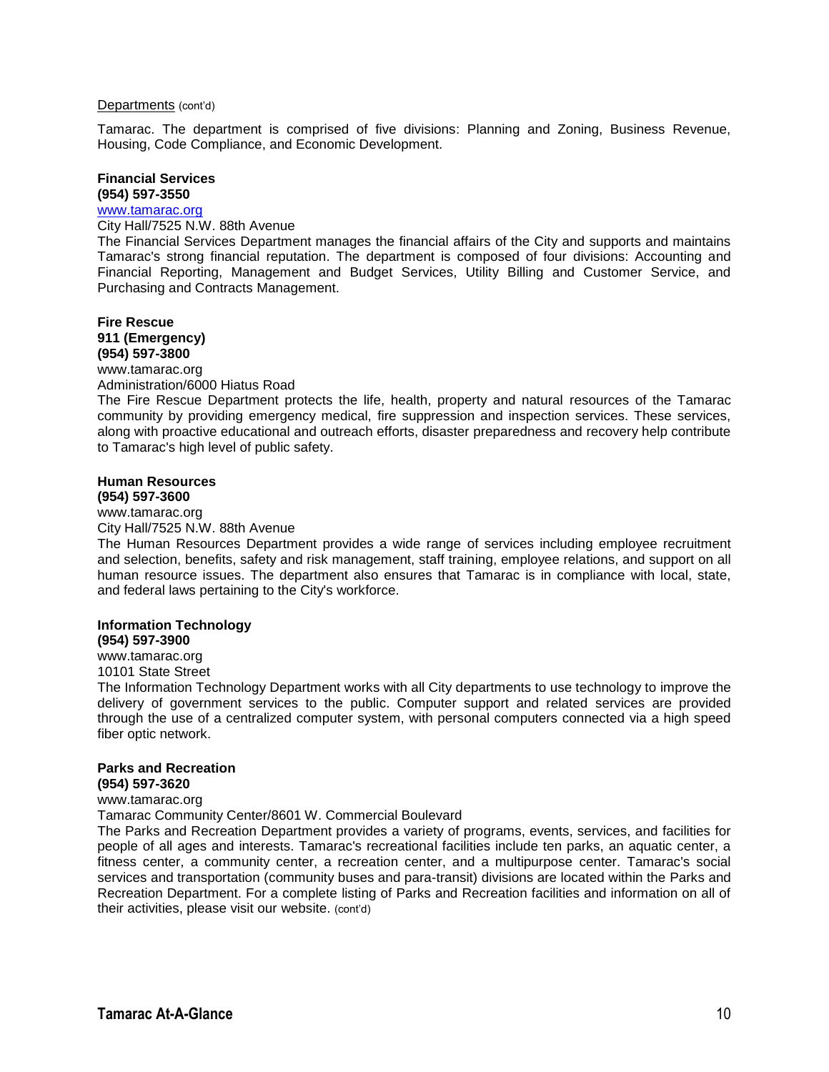Departments (cont'd)

Tamarac. The department is comprised of five divisions: Planning and Zoning, Business Revenue, Housing, Code Compliance, and Economic Development.

**Financial Services**
**(954) 597-3550**
www.tamarac.org
City Hall/7525 N.W. 88th Avenue
The Financial Services Department manages the financial affairs of the City and supports and maintains Tamarac's strong financial reputation. The department is composed of four divisions: Accounting and Financial Reporting, Management and Budget Services, Utility Billing and Customer Service, and Purchasing and Contracts Management.

**Fire Rescue**
**911 (Emergency)**
**(954) 597-3800**
www.tamarac.org
Administration/6000 Hiatus Road
The Fire Rescue Department protects the life, health, property and natural resources of the Tamarac community by providing emergency medical, fire suppression and inspection services. These services, along with proactive educational and outreach efforts, disaster preparedness and recovery help contribute to Tamarac's high level of public safety.

**Human Resources**
**(954) 597-3600**
www.tamarac.org
City Hall/7525 N.W. 88th Avenue
The Human Resources Department provides a wide range of services including employee recruitment and selection, benefits, safety and risk management, staff training, employee relations, and support on all human resource issues. The department also ensures that Tamarac is in compliance with local, state, and federal laws pertaining to the City's workforce.

**Information Technology**
**(954) 597-3900**
www.tamarac.org
10101 State Street
The Information Technology Department works with all City departments to use technology to improve the delivery of government services to the public. Computer support and related services are provided through the use of a centralized computer system, with personal computers connected via a high speed fiber optic network.

**Parks and Recreation**
**(954) 597-3620**
www.tamarac.org
Tamarac Community Center/8601 W. Commercial Boulevard
The Parks and Recreation Department provides a variety of programs, events, services, and facilities for people of all ages and interests. Tamarac's recreational facilities include ten parks, an aquatic center, a fitness center, a community center, a recreation center, and a multipurpose center. Tamarac's social services and transportation (community buses and para-transit) divisions are located within the Parks and Recreation Department. For a complete listing of Parks and Recreation facilities and information on all of their activities, please visit our website. (cont'd)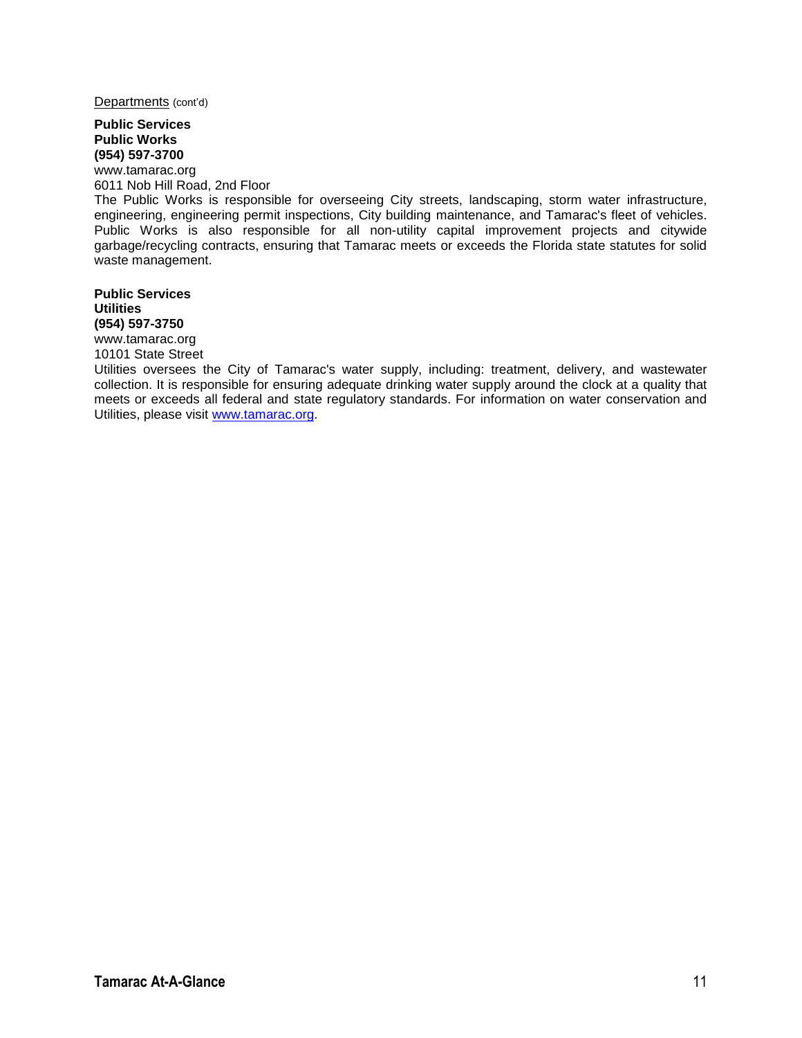Departments (cont'd)

**Public Services**
**Public Works**
**(954) 597-3700**
www.tamarac.org
6011 Nob Hill Road, 2nd Floor
The Public Works is responsible for overseeing City streets, landscaping, storm water infrastructure, engineering, engineering permit inspections, City building maintenance, and Tamarac's fleet of vehicles. Public Works is also responsible for all non-utility capital improvement projects and citywide garbage/recycling contracts, ensuring that Tamarac meets or exceeds the Florida state statutes for solid waste management.

**Public Services**
**Utilities**
**(954) 597-3750**
www.tamarac.org
10101 State Street
Utilities oversees the City of Tamarac's water supply, including: treatment, delivery, and wastewater collection. It is responsible for ensuring adequate drinking water supply around the clock at a quality that meets or exceeds all federal and state regulatory standards. For information on water conservation and Utilities, please visit www.tamarac.org.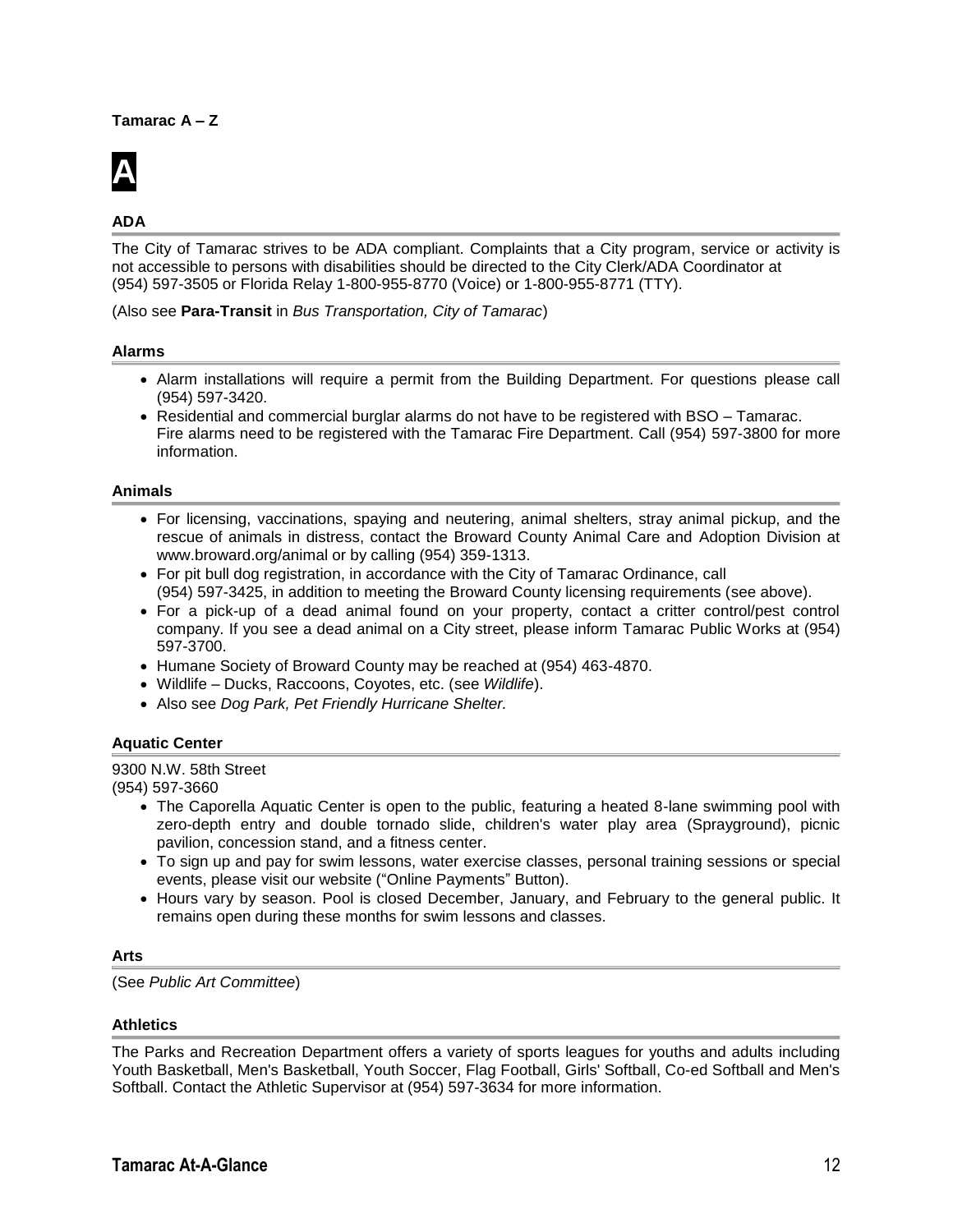**Tamarac A – Z**

# A

### ADA

The City of Tamarac strives to be ADA compliant. Complaints that a City program, service or activity is not accessible to persons with disabilities should be directed to the City Clerk/ADA Coordinator at (954) 597-3505 or Florida Relay 1-800-955-8770 (Voice) or 1-800-955-8771 (TTY).

(Also see **Para-Transit** in *Bus Transportation, City of Tamarac*)

### Alarms

- Alarm installations will require a permit from the Building Department. For questions please call (954) 597-3420.
- Residential and commercial burglar alarms do not have to be registered with BSO – Tamarac. Fire alarms need to be registered with the Tamarac Fire Department. Call (954) 597-3800 for more information.

### Animals

- For licensing, vaccinations, spaying and neutering, animal shelters, stray animal pickup, and the rescue of animals in distress, contact the Broward County Animal Care and Adoption Division at www.broward.org/animal or by calling (954) 359-1313.
- For pit bull dog registration, in accordance with the City of Tamarac Ordinance, call (954) 597-3425, in addition to meeting the Broward County licensing requirements (see above).
- For a pick-up of a dead animal found on your property, contact a critter control/pest control company. If you see a dead animal on a City street, please inform Tamarac Public Works at (954) 597-3700.
- Humane Society of Broward County may be reached at (954) 463-4870.
- Wildlife – Ducks, Raccoons, Coyotes, etc. (see *Wildlife*).
- Also see *Dog Park, Pet Friendly Hurricane Shelter.*

### Aquatic Center

9300 N.W. 58th Street
(954) 597-3660

- The Caporella Aquatic Center is open to the public, featuring a heated 8-lane swimming pool with zero-depth entry and double tornado slide, children's water play area (Sprayground), picnic pavilion, concession stand, and a fitness center.
- To sign up and pay for swim lessons, water exercise classes, personal training sessions or special events, please visit our website ("Online Payments" Button).
- Hours vary by season. Pool is closed December, January, and February to the general public. It remains open during these months for swim lessons and classes.

### Arts

(See *Public Art Committee*)

### Athletics

The Parks and Recreation Department offers a variety of sports leagues for youths and adults including Youth Basketball, Men's Basketball, Youth Soccer, Flag Football, Girls' Softball, Co-ed Softball and Men's Softball. Contact the Athletic Supervisor at (954) 597-3634 for more information.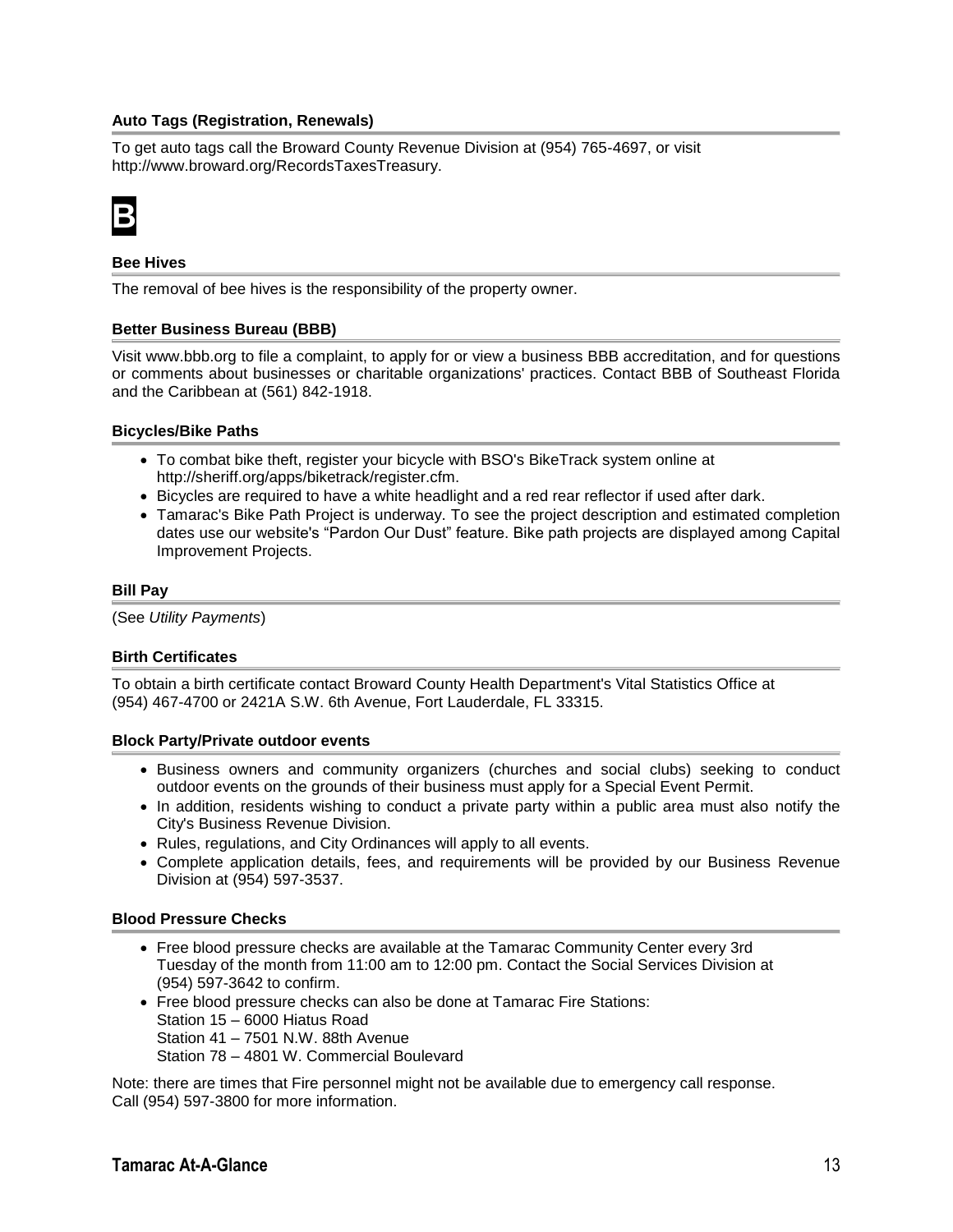### Auto Tags (Registration, Renewals)

To get auto tags call the Broward County Revenue Division at (954) 765-4697, or visit http://www.broward.org/RecordsTaxesTreasury.

# B

### Bee Hives

The removal of bee hives is the responsibility of the property owner.

### Better Business Bureau (BBB)

Visit www.bbb.org to file a complaint, to apply for or view a business BBB accreditation, and for questions or comments about businesses or charitable organizations' practices. Contact BBB of Southeast Florida and the Caribbean at (561) 842-1918.

### Bicycles/Bike Paths

- To combat bike theft, register your bicycle with BSO's BikeTrack system online at http://sheriff.org/apps/biketrack/register.cfm.
- Bicycles are required to have a white headlight and a red rear reflector if used after dark.
- Tamarac's Bike Path Project is underway. To see the project description and estimated completion dates use our website's "Pardon Our Dust" feature. Bike path projects are displayed among Capital Improvement Projects.

### Bill Pay

(See *Utility Payments*)

### Birth Certificates

To obtain a birth certificate contact Broward County Health Department's Vital Statistics Office at (954) 467-4700 or 2421A S.W. 6th Avenue, Fort Lauderdale, FL 33315.

### Block Party/Private outdoor events

- Business owners and community organizers (churches and social clubs) seeking to conduct outdoor events on the grounds of their business must apply for a Special Event Permit.
- In addition, residents wishing to conduct a private party within a public area must also notify the City's Business Revenue Division.
- Rules, regulations, and City Ordinances will apply to all events.
- Complete application details, fees, and requirements will be provided by our Business Revenue Division at (954) 597-3537.

### Blood Pressure Checks

- Free blood pressure checks are available at the Tamarac Community Center every 3rd Tuesday of the month from 11:00 am to 12:00 pm. Contact the Social Services Division at (954) 597-3642 to confirm.
- Free blood pressure checks can also be done at Tamarac Fire Stations:
  Station 15 – 6000 Hiatus Road
  Station 41 – 7501 N.W. 88th Avenue
  Station 78 – 4801 W. Commercial Boulevard

Note: there are times that Fire personnel might not be available due to emergency call response. Call (954) 597-3800 for more information.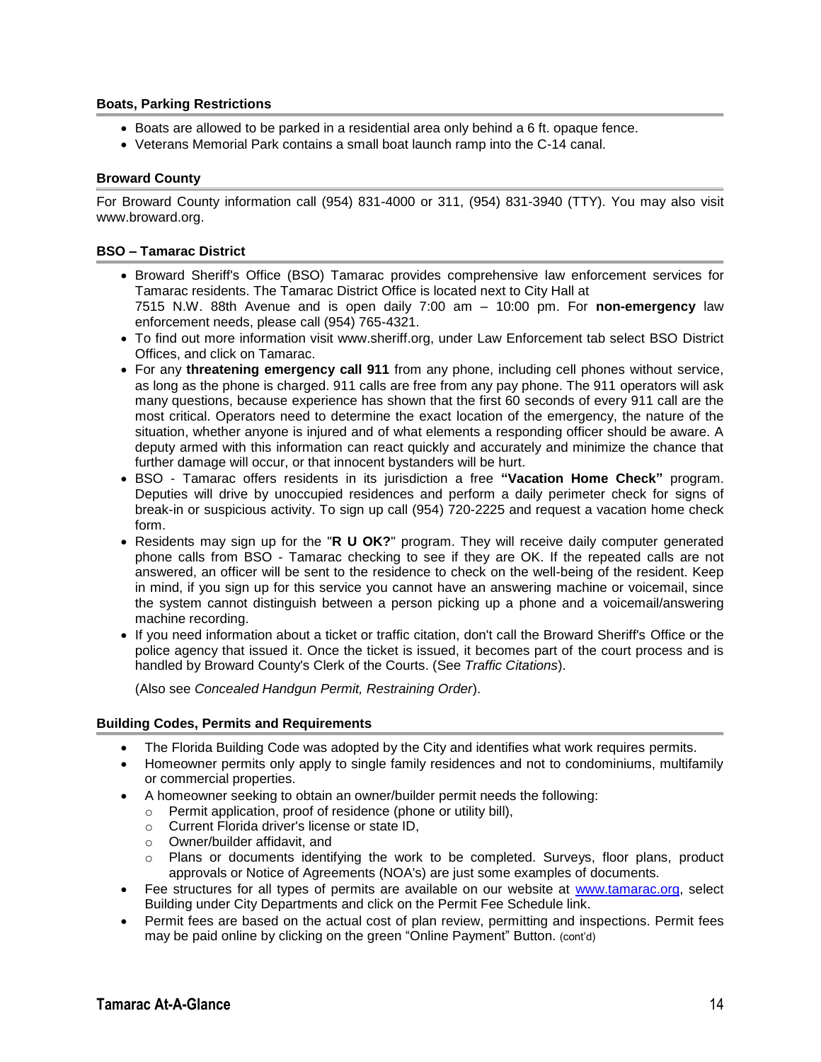### Boats, Parking Restrictions

- Boats are allowed to be parked in a residential area only behind a 6 ft. opaque fence.
- Veterans Memorial Park contains a small boat launch ramp into the C-14 canal.

### Broward County

For Broward County information call (954) 831-4000 or 311, (954) 831-3940 (TTY). You may also visit www.broward.org.

### BSO – Tamarac District

- Broward Sheriff's Office (BSO) Tamarac provides comprehensive law enforcement services for Tamarac residents. The Tamarac District Office is located next to City Hall at 7515 N.W. 88th Avenue and is open daily 7:00 am – 10:00 pm. For **non-emergency** law enforcement needs, please call (954) 765-4321.
- To find out more information visit www.sheriff.org, under Law Enforcement tab select BSO District Offices, and click on Tamarac.
- For any **threatening emergency call 911** from any phone, including cell phones without service, as long as the phone is charged. 911 calls are free from any pay phone. The 911 operators will ask many questions, because experience has shown that the first 60 seconds of every 911 call are the most critical. Operators need to determine the exact location of the emergency, the nature of the situation, whether anyone is injured and of what elements a responding officer should be aware. A deputy armed with this information can react quickly and accurately and minimize the chance that further damage will occur, or that innocent bystanders will be hurt.
- BSO - Tamarac offers residents in its jurisdiction a free **"Vacation Home Check"** program. Deputies will drive by unoccupied residences and perform a daily perimeter check for signs of break-in or suspicious activity. To sign up call (954) 720-2225 and request a vacation home check form.
- Residents may sign up for the "**R U OK?**" program. They will receive daily computer generated phone calls from BSO - Tamarac checking to see if they are OK. If the repeated calls are not answered, an officer will be sent to the residence to check on the well-being of the resident. Keep in mind, if you sign up for this service you cannot have an answering machine or voicemail, since the system cannot distinguish between a person picking up a phone and a voicemail/answering machine recording.
- If you need information about a ticket or traffic citation, don't call the Broward Sheriff's Office or the police agency that issued it. Once the ticket is issued, it becomes part of the court process and is handled by Broward County's Clerk of the Courts. (See *Traffic Citations*).

  (Also see *Concealed Handgun Permit, Restraining Order*).

### Building Codes, Permits and Requirements

- The Florida Building Code was adopted by the City and identifies what work requires permits.
- Homeowner permits only apply to single family residences and not to condominiums, multifamily or commercial properties.
- A homeowner seeking to obtain an owner/builder permit needs the following:
  - Permit application, proof of residence (phone or utility bill),
  - Current Florida driver's license or state ID,
  - Owner/builder affidavit, and
  - Plans or documents identifying the work to be completed. Surveys, floor plans, product approvals or Notice of Agreements (NOA's) are just some examples of documents.
- Fee structures for all types of permits are available on our website at www.tamarac.org, select Building under City Departments and click on the Permit Fee Schedule link.
- Permit fees are based on the actual cost of plan review, permitting and inspections. Permit fees may be paid online by clicking on the green "Online Payment" Button. (cont'd)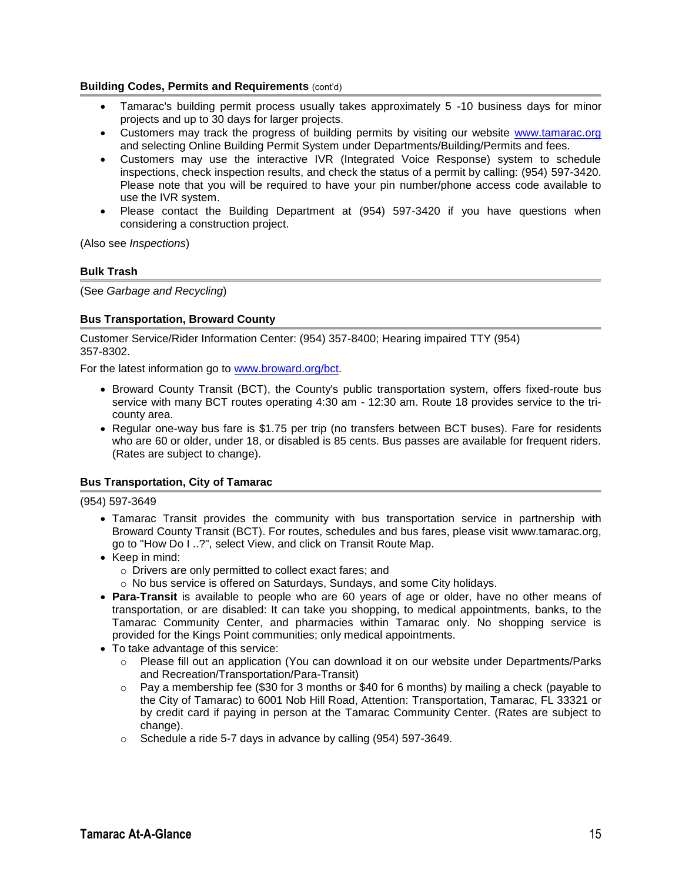### Building Codes, Permits and Requirements (cont'd)

- Tamarac's building permit process usually takes approximately 5 -10 business days for minor projects and up to 30 days for larger projects.
- Customers may track the progress of building permits by visiting our website www.tamarac.org and selecting Online Building Permit System under Departments/Building/Permits and fees.
- Customers may use the interactive IVR (Integrated Voice Response) system to schedule inspections, check inspection results, and check the status of a permit by calling: (954) 597-3420. Please note that you will be required to have your pin number/phone access code available to use the IVR system.
- Please contact the Building Department at (954) 597-3420 if you have questions when considering a construction project.

(Also see *Inspections*)

### Bulk Trash

(See *Garbage and Recycling*)

### Bus Transportation, Broward County

Customer Service/Rider Information Center: (954) 357-8400; Hearing impaired TTY (954) 357-8302.

For the latest information go to www.broward.org/bct.

- Broward County Transit (BCT), the County's public transportation system, offers fixed-route bus service with many BCT routes operating 4:30 am - 12:30 am. Route 18 provides service to the tri-county area.
- Regular one-way bus fare is $1.75 per trip (no transfers between BCT buses). Fare for residents who are 60 or older, under 18, or disabled is 85 cents. Bus passes are available for frequent riders. (Rates are subject to change).

### Bus Transportation, City of Tamarac

(954) 597-3649

- Tamarac Transit provides the community with bus transportation service in partnership with Broward County Transit (BCT). For routes, schedules and bus fares, please visit www.tamarac.org, go to "How Do I ..?", select View, and click on Transit Route Map.
- Keep in mind:
  - Drivers are only permitted to collect exact fares; and
  - No bus service is offered on Saturdays, Sundays, and some City holidays.
- **Para-Transit** is available to people who are 60 years of age or older, have no other means of transportation, or are disabled: It can take you shopping, to medical appointments, banks, to the Tamarac Community Center, and pharmacies within Tamarac only. No shopping service is provided for the Kings Point communities; only medical appointments.
- To take advantage of this service:
  - Please fill out an application (You can download it on our website under Departments/Parks and Recreation/Transportation/Para-Transit)
  - Pay a membership fee ($30 for 3 months or $40 for 6 months) by mailing a check (payable to the City of Tamarac) to 6001 Nob Hill Road, Attention: Transportation, Tamarac, FL 33321 or by credit card if paying in person at the Tamarac Community Center. (Rates are subject to change).
  - Schedule a ride 5-7 days in advance by calling (954) 597-3649.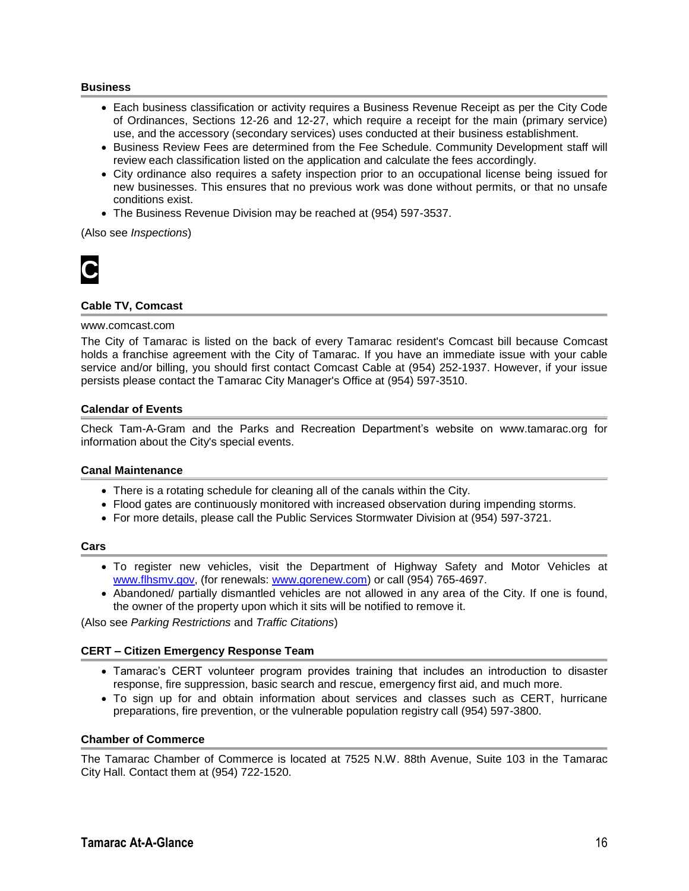### Business

- Each business classification or activity requires a Business Revenue Receipt as per the City Code of Ordinances, Sections 12-26 and 12-27, which require a receipt for the main (primary service) use, and the accessory (secondary services) uses conducted at their business establishment.
- Business Review Fees are determined from the Fee Schedule. Community Development staff will review each classification listed on the application and calculate the fees accordingly.
- City ordinance also requires a safety inspection prior to an occupational license being issued for new businesses. This ensures that no previous work was done without permits, or that no unsafe conditions exist.
- The Business Revenue Division may be reached at (954) 597-3537.

(Also see *Inspections*)

## C

### Cable TV, Comcast

www.comcast.com

The City of Tamarac is listed on the back of every Tamarac resident's Comcast bill because Comcast holds a franchise agreement with the City of Tamarac. If you have an immediate issue with your cable service and/or billing, you should first contact Comcast Cable at (954) 252-1937. However, if your issue persists please contact the Tamarac City Manager's Office at (954) 597-3510.

### Calendar of Events

Check Tam-A-Gram and the Parks and Recreation Department's website on www.tamarac.org for information about the City's special events.

### Canal Maintenance

- There is a rotating schedule for cleaning all of the canals within the City.
- Flood gates are continuously monitored with increased observation during impending storms.
- For more details, please call the Public Services Stormwater Division at (954) 597-3721.

### Cars

- To register new vehicles, visit the Department of Highway Safety and Motor Vehicles at [www.flhsmv.gov](http://www.flhsmv.gov), (for renewals: [www.gorenew.com](http://www.gorenew.com)) or call (954) 765-4697.
- Abandoned/ partially dismantled vehicles are not allowed in any area of the City. If one is found, the owner of the property upon which it sits will be notified to remove it.

(Also see *Parking Restrictions* and *Traffic Citations*)

### CERT – Citizen Emergency Response Team

- Tamarac's CERT volunteer program provides training that includes an introduction to disaster response, fire suppression, basic search and rescue, emergency first aid, and much more.
- To sign up for and obtain information about services and classes such as CERT, hurricane preparations, fire prevention, or the vulnerable population registry call (954) 597-3800.

### Chamber of Commerce

The Tamarac Chamber of Commerce is located at 7525 N.W. 88th Avenue, Suite 103 in the Tamarac City Hall. Contact them at (954) 722-1520.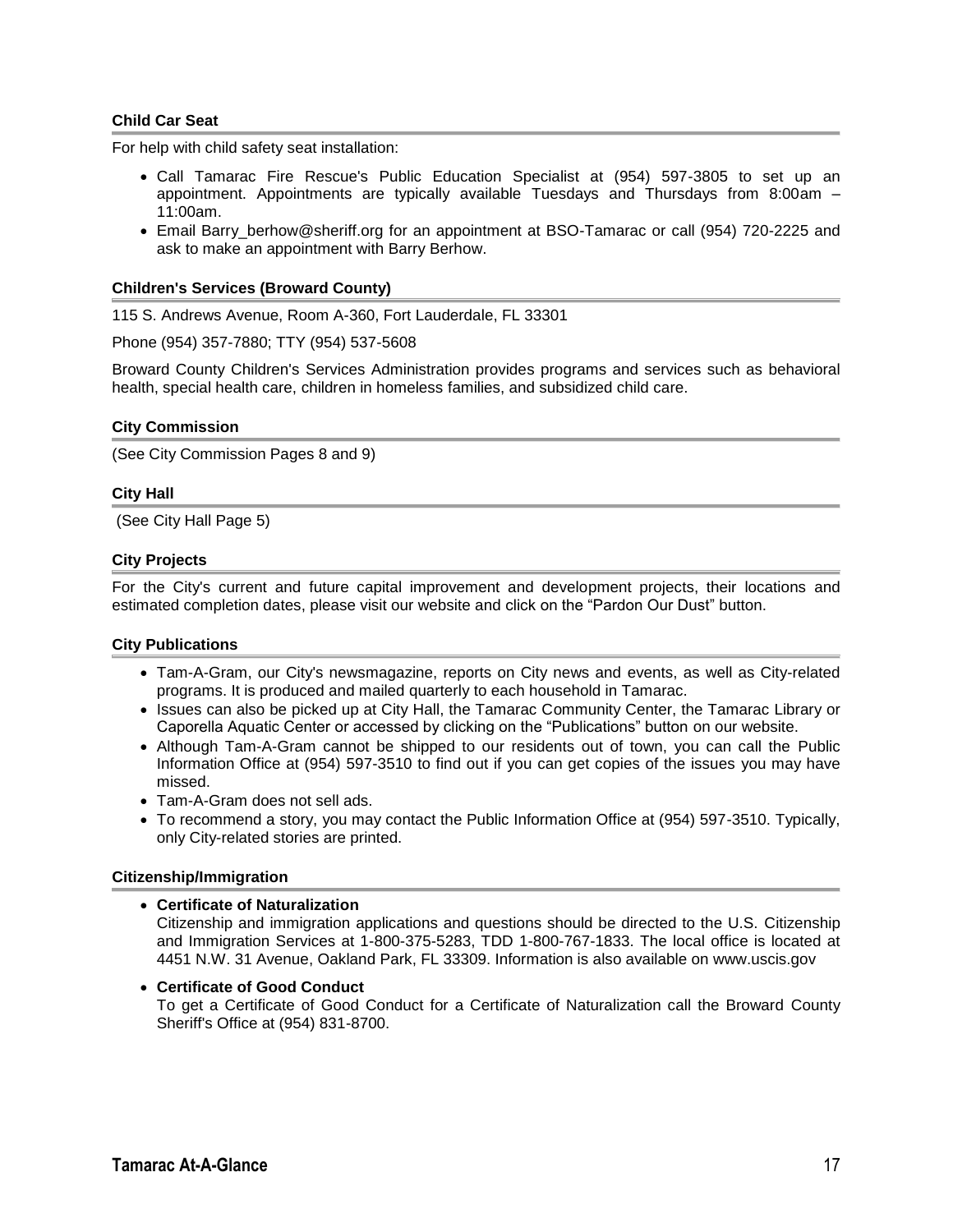### Child Car Seat

For help with child safety seat installation:

- Call Tamarac Fire Rescue's Public Education Specialist at (954) 597-3805 to set up an appointment. Appointments are typically available Tuesdays and Thursdays from 8:00am – 11:00am.
- Email Barry_berhow@sheriff.org for an appointment at BSO-Tamarac or call (954) 720-2225 and ask to make an appointment with Barry Berhow.

### Children's Services (Broward County)

115 S. Andrews Avenue, Room A-360, Fort Lauderdale, FL 33301

Phone (954) 357-7880; TTY (954) 537-5608

Broward County Children's Services Administration provides programs and services such as behavioral health, special health care, children in homeless families, and subsidized child care.

### City Commission

(See City Commission Pages 8 and 9)

### City Hall

(See City Hall Page 5)

### City Projects

For the City's current and future capital improvement and development projects, their locations and estimated completion dates, please visit our website and click on the "Pardon Our Dust" button.

### City Publications

- Tam-A-Gram, our City's newsmagazine, reports on City news and events, as well as City-related programs. It is produced and mailed quarterly to each household in Tamarac.
- Issues can also be picked up at City Hall, the Tamarac Community Center, the Tamarac Library or Caporella Aquatic Center or accessed by clicking on the "Publications" button on our website.
- Although Tam-A-Gram cannot be shipped to our residents out of town, you can call the Public Information Office at (954) 597-3510 to find out if you can get copies of the issues you may have missed.
- Tam-A-Gram does not sell ads.
- To recommend a story, you may contact the Public Information Office at (954) 597-3510. Typically, only City-related stories are printed.

### Citizenship/Immigration

- **Certificate of Naturalization**
  Citizenship and immigration applications and questions should be directed to the U.S. Citizenship and Immigration Services at 1-800-375-5283, TDD 1-800-767-1833. The local office is located at 4451 N.W. 31 Avenue, Oakland Park, FL 33309. Information is also available on www.uscis.gov
- **Certificate of Good Conduct**
  To get a Certificate of Good Conduct for a Certificate of Naturalization call the Broward County Sheriff's Office at (954) 831-8700.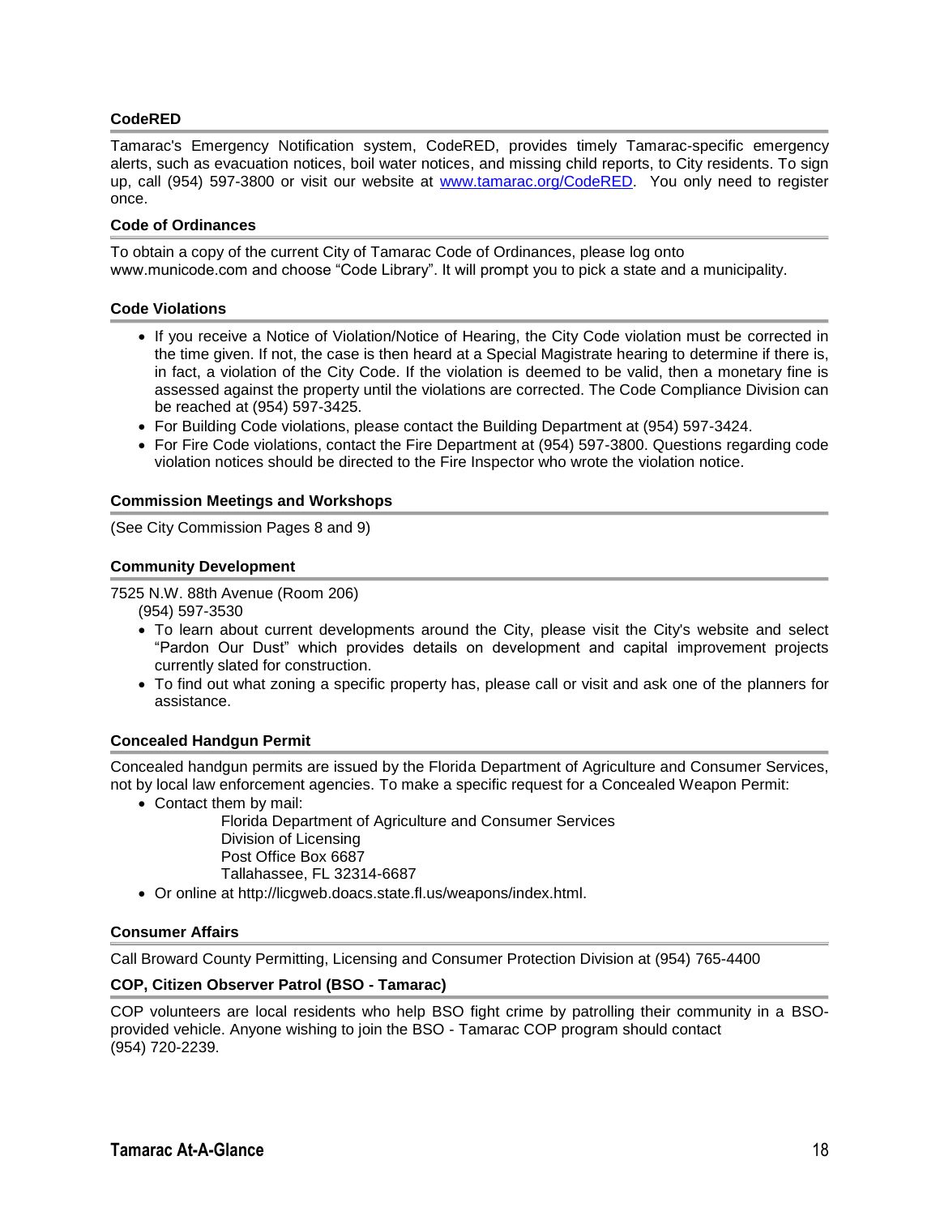### CodeRED

Tamarac's Emergency Notification system, CodeRED, provides timely Tamarac-specific emergency alerts, such as evacuation notices, boil water notices, and missing child reports, to City residents. To sign up, call (954) 597-3800 or visit our website at [www.tamarac.org/CodeRED](www.tamarac.org/CodeRED). You only need to register once.

### Code of Ordinances

To obtain a copy of the current City of Tamarac Code of Ordinances, please log onto www.municode.com and choose "Code Library". It will prompt you to pick a state and a municipality.

### Code Violations

- If you receive a Notice of Violation/Notice of Hearing, the City Code violation must be corrected in the time given. If not, the case is then heard at a Special Magistrate hearing to determine if there is, in fact, a violation of the City Code. If the violation is deemed to be valid, then a monetary fine is assessed against the property until the violations are corrected. The Code Compliance Division can be reached at (954) 597-3425.
- For Building Code violations, please contact the Building Department at (954) 597-3424.
- For Fire Code violations, contact the Fire Department at (954) 597-3800. Questions regarding code violation notices should be directed to the Fire Inspector who wrote the violation notice.

### Commission Meetings and Workshops

(See City Commission Pages 8 and 9)

### Community Development

7525 N.W. 88th Avenue (Room 206)
(954) 597-3530

- To learn about current developments around the City, please visit the City's website and select "Pardon Our Dust" which provides details on development and capital improvement projects currently slated for construction.
- To find out what zoning a specific property has, please call or visit and ask one of the planners for assistance.

### Concealed Handgun Permit

Concealed handgun permits are issued by the Florida Department of Agriculture and Consumer Services, not by local law enforcement agencies. To make a specific request for a Concealed Weapon Permit:

- Contact them by mail:
  Florida Department of Agriculture and Consumer Services
  Division of Licensing
  Post Office Box 6687
  Tallahassee, FL 32314-6687
- Or online at http://licgweb.doacs.state.fl.us/weapons/index.html.

### Consumer Affairs

Call Broward County Permitting, Licensing and Consumer Protection Division at (954) 765-4400

### COP, Citizen Observer Patrol (BSO - Tamarac)

COP volunteers are local residents who help BSO fight crime by patrolling their community in a BSO-provided vehicle. Anyone wishing to join the BSO - Tamarac COP program should contact (954) 720-2239.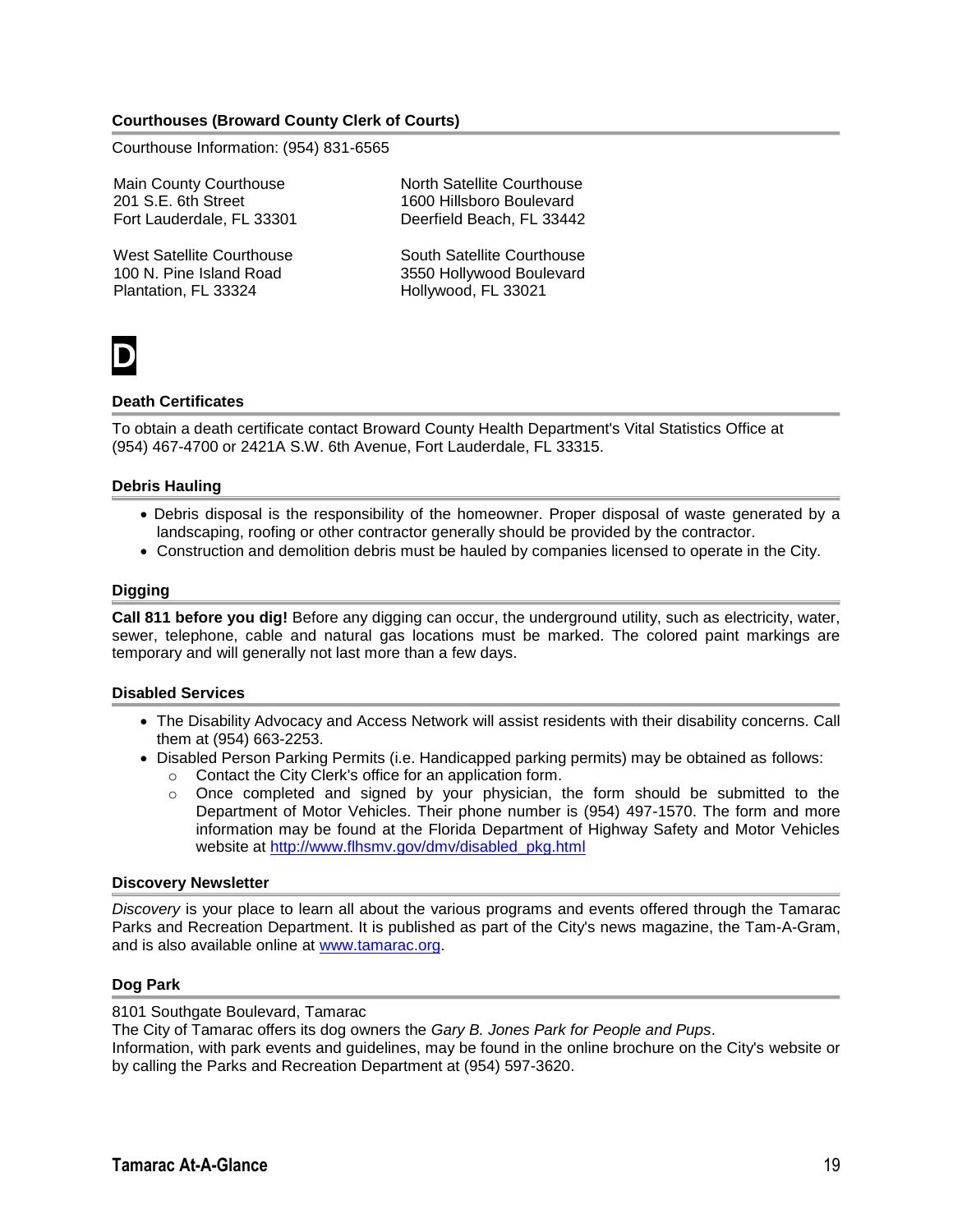### Courthouses (Broward County Clerk of Courts)

Courthouse Information: (954) 831-6565

Main County Courthouse
201 S.E. 6th Street
Fort Lauderdale, FL 33301

North Satellite Courthouse
1600 Hillsboro Boulevard
Deerfield Beach, FL 33442

West Satellite Courthouse
100 N. Pine Island Road
Plantation, FL 33324

South Satellite Courthouse
3550 Hollywood Boulevard
Hollywood, FL 33021

## D

### Death Certificates

To obtain a death certificate contact Broward County Health Department's Vital Statistics Office at (954) 467-4700 or 2421A S.W. 6th Avenue, Fort Lauderdale, FL 33315.

### Debris Hauling

- Debris disposal is the responsibility of the homeowner. Proper disposal of waste generated by a landscaping, roofing or other contractor generally should be provided by the contractor.
- Construction and demolition debris must be hauled by companies licensed to operate in the City.

### Digging

**Call 811 before you dig!** Before any digging can occur, the underground utility, such as electricity, water, sewer, telephone, cable and natural gas locations must be marked. The colored paint markings are temporary and will generally not last more than a few days.

### Disabled Services

- The Disability Advocacy and Access Network will assist residents with their disability concerns. Call them at (954) 663-2253.
- Disabled Person Parking Permits (i.e. Handicapped parking permits) may be obtained as follows:
  - Contact the City Clerk's office for an application form.
  - Once completed and signed by your physician, the form should be submitted to the Department of Motor Vehicles. Their phone number is (954) 497-1570. The form and more information may be found at the Florida Department of Highway Safety and Motor Vehicles website at http://www.flhsmv.gov/dmv/disabled_pkg.html

### Discovery Newsletter

*Discovery* is your place to learn all about the various programs and events offered through the Tamarac Parks and Recreation Department. It is published as part of the City's news magazine, the Tam-A-Gram, and is also available online at www.tamarac.org.

### Dog Park

8101 Southgate Boulevard, Tamarac
The City of Tamarac offers its dog owners the *Gary B. Jones Park for People and Pups*.
Information, with park events and guidelines, may be found in the online brochure on the City's website or by calling the Parks and Recreation Department at (954) 597-3620.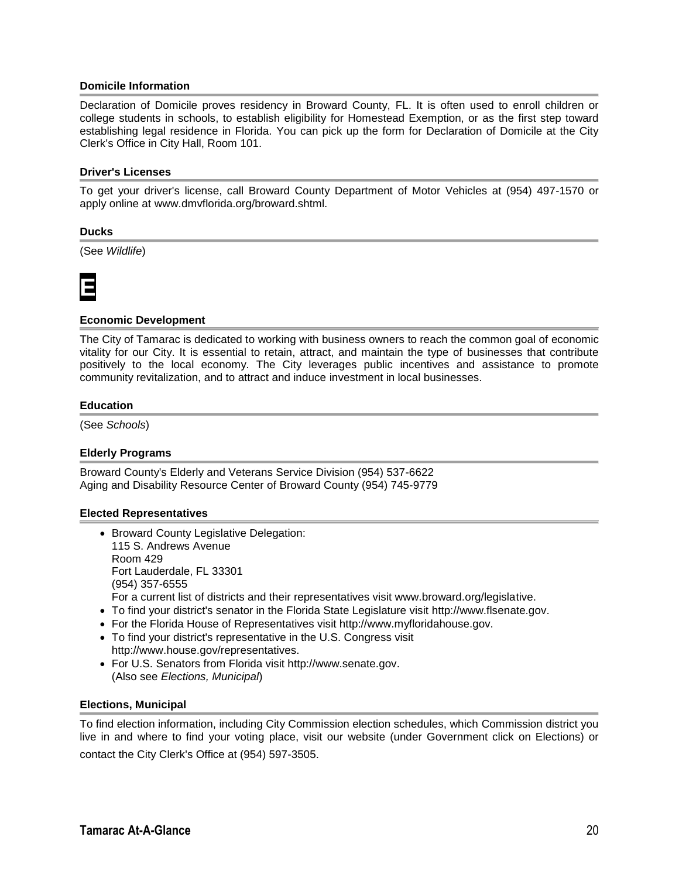### Domicile Information

Declaration of Domicile proves residency in Broward County, FL. It is often used to enroll children or college students in schools, to establish eligibility for Homestead Exemption, or as the first step toward establishing legal residence in Florida. You can pick up the form for Declaration of Domicile at the City Clerk's Office in City Hall, Room 101.

### Driver's Licenses

To get your driver's license, call Broward County Department of Motor Vehicles at (954) 497-1570 or apply online at www.dmvflorida.org/broward.shtml.

### Ducks

(See *Wildlife*)

# E

### Economic Development

The City of Tamarac is dedicated to working with business owners to reach the common goal of economic vitality for our City. It is essential to retain, attract, and maintain the type of businesses that contribute positively to the local economy. The City leverages public incentives and assistance to promote community revitalization, and to attract and induce investment in local businesses.

### Education

(See *Schools*)

### Elderly Programs

Broward County's Elderly and Veterans Service Division (954) 537-6622
Aging and Disability Resource Center of Broward County (954) 745-9779

### Elected Representatives

- Broward County Legislative Delegation:
  115 S. Andrews Avenue
  Room 429
  Fort Lauderdale, FL 33301
  (954) 357-6555
  For a current list of districts and their representatives visit www.broward.org/legislative.
- To find your district's senator in the Florida State Legislature visit http://www.flsenate.gov.
- For the Florida House of Representatives visit http://www.myfloridahouse.gov.
- To find your district's representative in the U.S. Congress visit http://www.house.gov/representatives.
- For U.S. Senators from Florida visit http://www.senate.gov.
  (Also see *Elections, Municipal*)

### Elections, Municipal

To find election information, including City Commission election schedules, which Commission district you live in and where to find your voting place, visit our website (under Government click on Elections) or contact the City Clerk's Office at (954) 597-3505.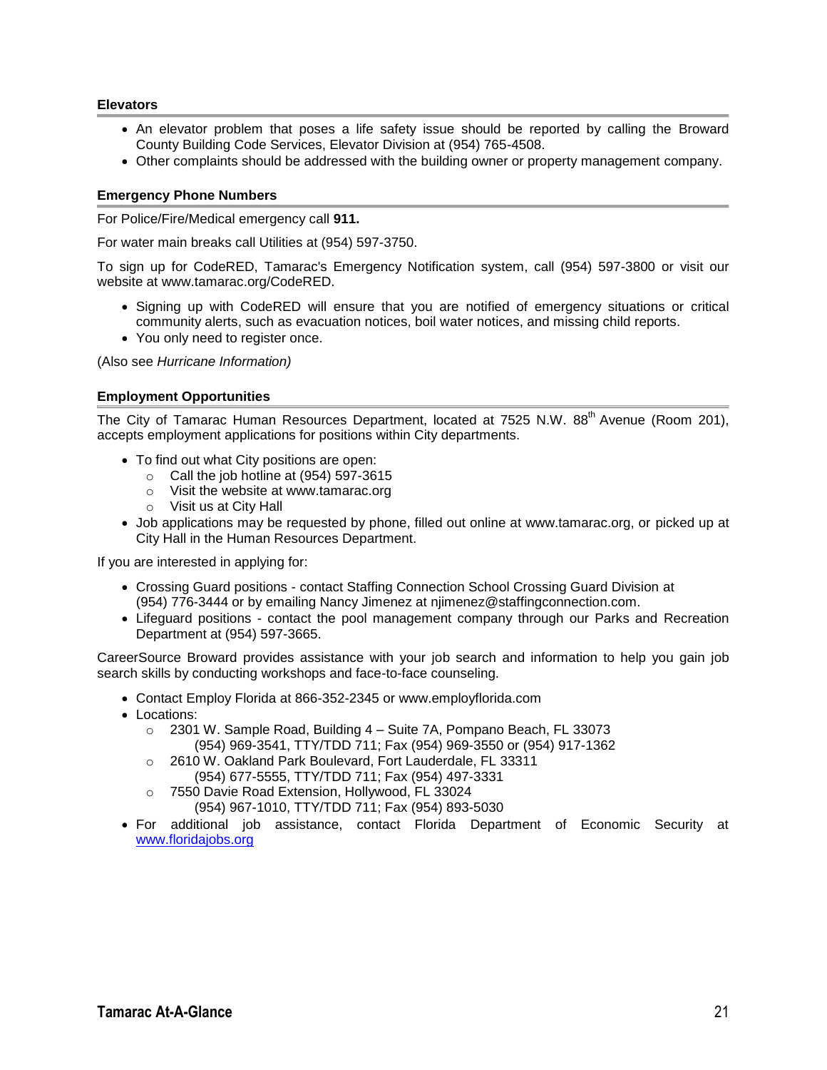### Elevators

- An elevator problem that poses a life safety issue should be reported by calling the Broward County Building Code Services, Elevator Division at (954) 765-4508.
- Other complaints should be addressed with the building owner or property management company.

### Emergency Phone Numbers

For Police/Fire/Medical emergency call **911.**

For water main breaks call Utilities at (954) 597-3750.

To sign up for CodeRED, Tamarac's Emergency Notification system, call (954) 597-3800 or visit our website at www.tamarac.org/CodeRED.

- Signing up with CodeRED will ensure that you are notified of emergency situations or critical community alerts, such as evacuation notices, boil water notices, and missing child reports.
- You only need to register once.

(Also see *Hurricane Information)*

### Employment Opportunities

The City of Tamarac Human Resources Department, located at 7525 N.W. 88th Avenue (Room 201), accepts employment applications for positions within City departments.

- To find out what City positions are open:
  - Call the job hotline at (954) 597-3615
  - Visit the website at www.tamarac.org
  - Visit us at City Hall
- Job applications may be requested by phone, filled out online at www.tamarac.org, or picked up at City Hall in the Human Resources Department.

If you are interested in applying for:

- Crossing Guard positions - contact Staffing Connection School Crossing Guard Division at (954) 776-3444 or by emailing Nancy Jimenez at njimenez@staffingconnection.com.
- Lifeguard positions - contact the pool management company through our Parks and Recreation Department at (954) 597-3665.

CareerSource Broward provides assistance with your job search and information to help you gain job search skills by conducting workshops and face-to-face counseling.

- Contact Employ Florida at 866-352-2345 or www.employflorida.com
- Locations:
  - 2301 W. Sample Road, Building 4 – Suite 7A, Pompano Beach, FL 33073
    (954) 969-3541, TTY/TDD 711; Fax (954) 969-3550 or (954) 917-1362
  - 2610 W. Oakland Park Boulevard, Fort Lauderdale, FL 33311
    (954) 677-5555, TTY/TDD 711; Fax (954) 497-3331
  - 7550 Davie Road Extension, Hollywood, FL 33024
    (954) 967-1010, TTY/TDD 711; Fax (954) 893-5030
- For additional job assistance, contact Florida Department of Economic Security at www.floridajobs.org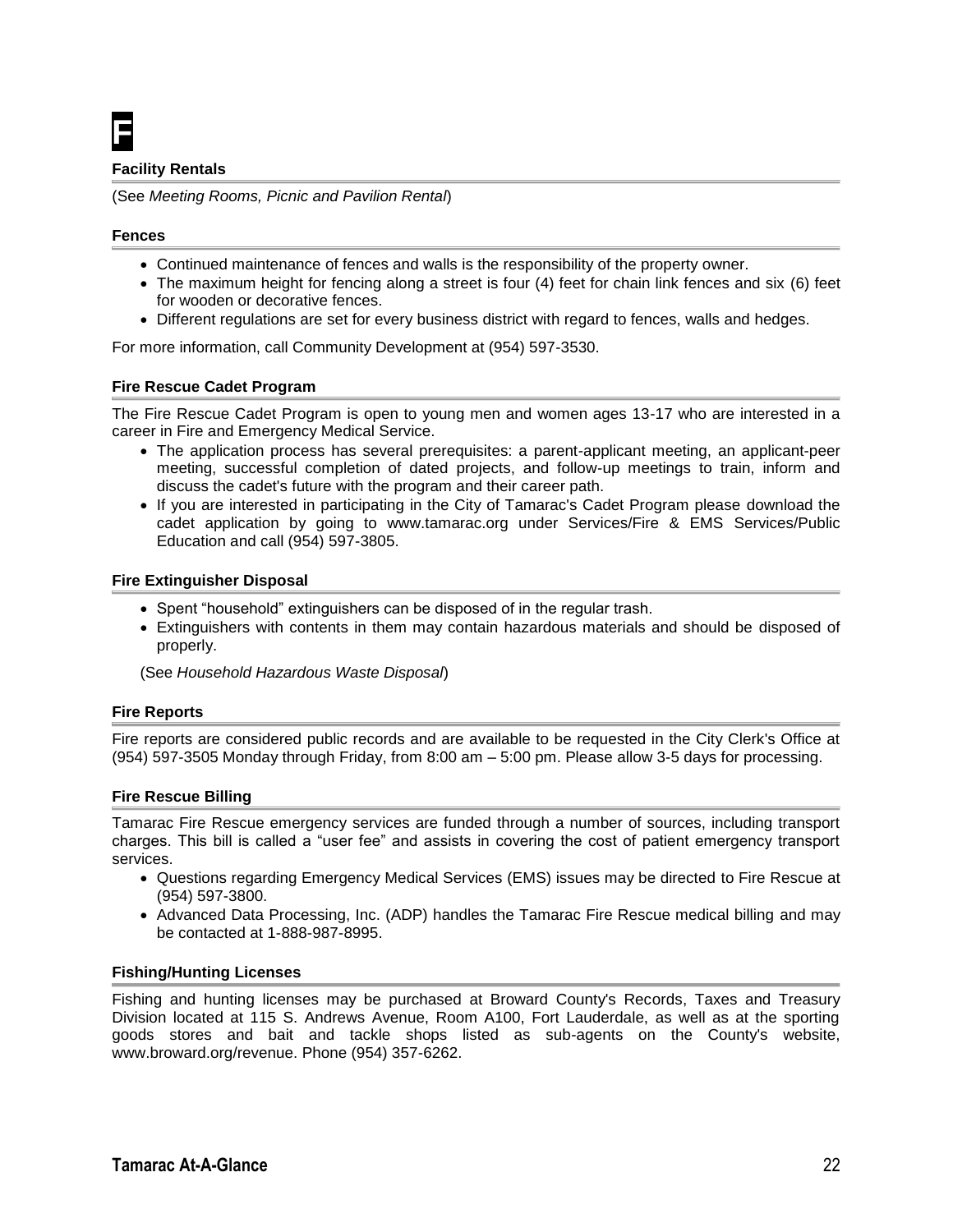# F

### Facility Rentals

(See *Meeting Rooms, Picnic and Pavilion Rental*)

### Fences

- Continued maintenance of fences and walls is the responsibility of the property owner.
- The maximum height for fencing along a street is four (4) feet for chain link fences and six (6) feet for wooden or decorative fences.
- Different regulations are set for every business district with regard to fences, walls and hedges.

For more information, call Community Development at (954) 597-3530.

### Fire Rescue Cadet Program

The Fire Rescue Cadet Program is open to young men and women ages 13-17 who are interested in a career in Fire and Emergency Medical Service.

- The application process has several prerequisites: a parent-applicant meeting, an applicant-peer meeting, successful completion of dated projects, and follow-up meetings to train, inform and discuss the cadet's future with the program and their career path.
- If you are interested in participating in the City of Tamarac's Cadet Program please download the cadet application by going to www.tamarac.org under Services/Fire & EMS Services/Public Education and call (954) 597-3805.

### Fire Extinguisher Disposal

- Spent "household" extinguishers can be disposed of in the regular trash.
- Extinguishers with contents in them may contain hazardous materials and should be disposed of properly.

(See *Household Hazardous Waste Disposal*)

### Fire Reports

Fire reports are considered public records and are available to be requested in the City Clerk's Office at (954) 597-3505 Monday through Friday, from 8:00 am – 5:00 pm. Please allow 3-5 days for processing.

### Fire Rescue Billing

Tamarac Fire Rescue emergency services are funded through a number of sources, including transport charges. This bill is called a "user fee" and assists in covering the cost of patient emergency transport services.

- Questions regarding Emergency Medical Services (EMS) issues may be directed to Fire Rescue at (954) 597-3800.
- Advanced Data Processing, Inc. (ADP) handles the Tamarac Fire Rescue medical billing and may be contacted at 1-888-987-8995.

### Fishing/Hunting Licenses

Fishing and hunting licenses may be purchased at Broward County's Records, Taxes and Treasury Division located at 115 S. Andrews Avenue, Room A100, Fort Lauderdale, as well as at the sporting goods stores and bait and tackle shops listed as sub-agents on the County's website, www.broward.org/revenue. Phone (954) 357-6262.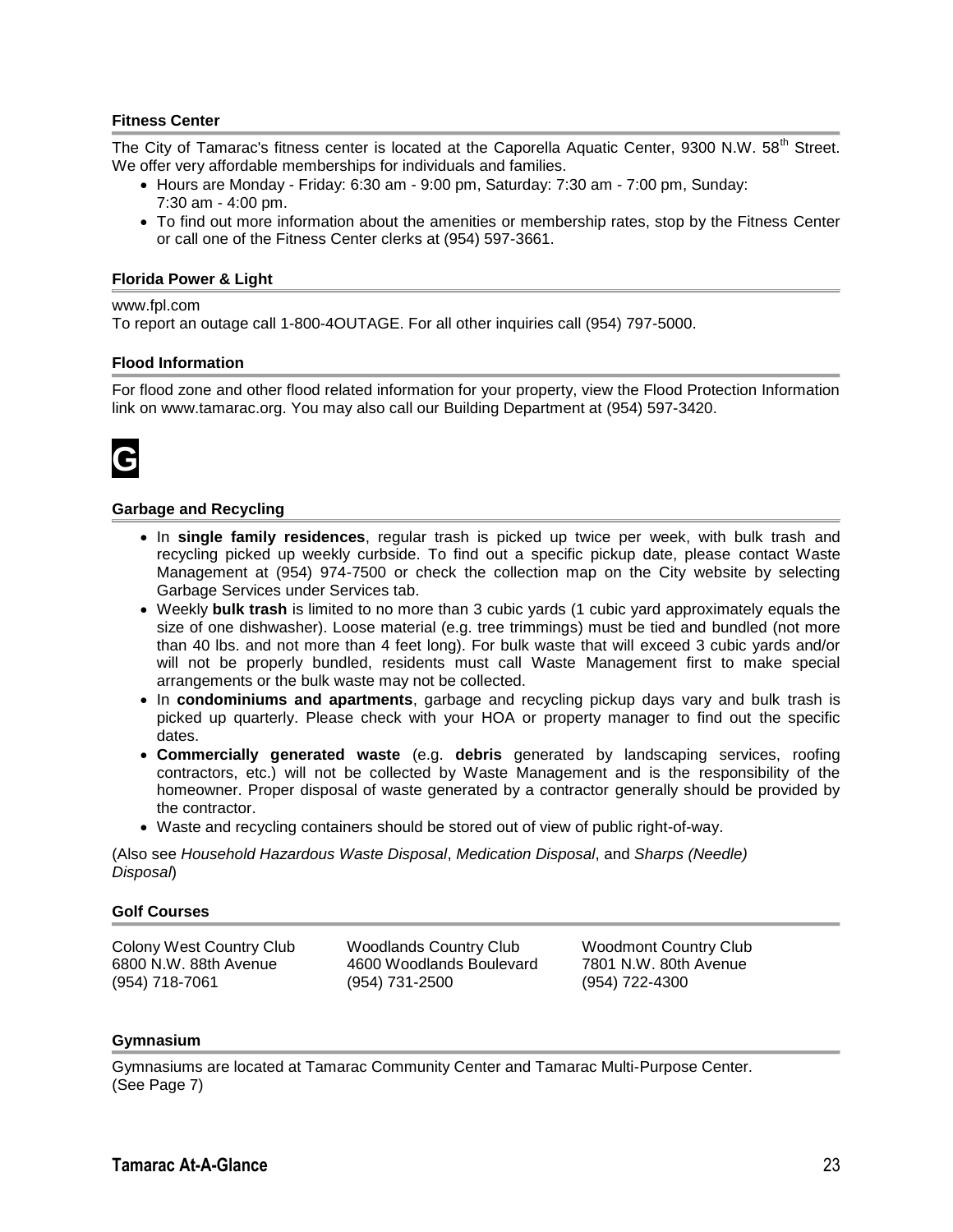### Fitness Center

The City of Tamarac's fitness center is located at the Caporella Aquatic Center, 9300 N.W. 58th Street. We offer very affordable memberships for individuals and families.

- Hours are Monday - Friday: 6:30 am - 9:00 pm, Saturday: 7:30 am - 7:00 pm, Sunday: 7:30 am - 4:00 pm.
- To find out more information about the amenities or membership rates, stop by the Fitness Center or call one of the Fitness Center clerks at (954) 597-3661.

### Florida Power & Light

www.fpl.com
To report an outage call 1-800-4OUTAGE. For all other inquiries call (954) 797-5000.

### Flood Information

For flood zone and other flood related information for your property, view the Flood Protection Information link on www.tamarac.org. You may also call our Building Department at (954) 597-3420.

# G

### Garbage and Recycling

- In **single family residences**, regular trash is picked up twice per week, with bulk trash and recycling picked up weekly curbside. To find out a specific pickup date, please contact Waste Management at (954) 974-7500 or check the collection map on the City website by selecting Garbage Services under Services tab.
- Weekly **bulk trash** is limited to no more than 3 cubic yards (1 cubic yard approximately equals the size of one dishwasher). Loose material (e.g. tree trimmings) must be tied and bundled (not more than 40 lbs. and not more than 4 feet long). For bulk waste that will exceed 3 cubic yards and/or will not be properly bundled, residents must call Waste Management first to make special arrangements or the bulk waste may not be collected.
- In **condominiums and apartments**, garbage and recycling pickup days vary and bulk trash is picked up quarterly. Please check with your HOA or property manager to find out the specific dates.
- **Commercially generated waste** (e.g. **debris** generated by landscaping services, roofing contractors, etc.) will not be collected by Waste Management and is the responsibility of the homeowner. Proper disposal of waste generated by a contractor generally should be provided by the contractor.
- Waste and recycling containers should be stored out of view of public right-of-way.

(Also see *Household Hazardous Waste Disposal*, *Medication Disposal*, and *Sharps (Needle) Disposal*)

### Golf Courses

Colony West Country Club
6800 N.W. 88th Avenue
(954) 718-7061

Woodlands Country Club
4600 Woodlands Boulevard
(954) 731-2500

Woodmont Country Club
7801 N.W. 80th Avenue
(954) 722-4300

### Gymnasium

Gymnasiums are located at Tamarac Community Center and Tamarac Multi-Purpose Center.
(See Page 7)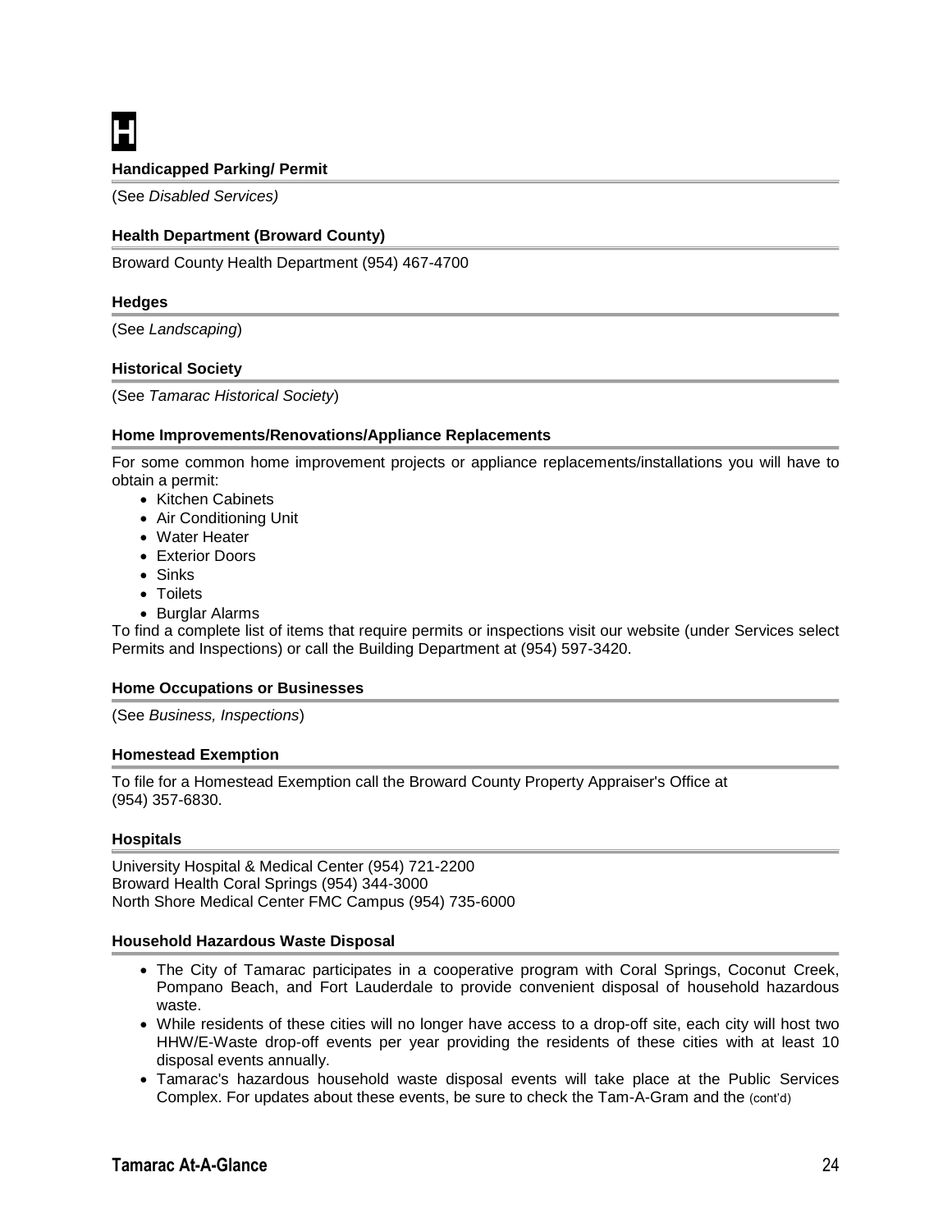# H

### Handicapped Parking/ Permit

(See *Disabled Services)*

### Health Department (Broward County)

Broward County Health Department (954) 467-4700

### Hedges

(See *Landscaping*)

### Historical Society

(See *Tamarac Historical Society*)

### Home Improvements/Renovations/Appliance Replacements

For some common home improvement projects or appliance replacements/installations you will have to obtain a permit:

- Kitchen Cabinets
- Air Conditioning Unit
- Water Heater
- Exterior Doors
- Sinks
- Toilets
- Burglar Alarms

To find a complete list of items that require permits or inspections visit our website (under Services select Permits and Inspections) or call the Building Department at (954) 597-3420.

### Home Occupations or Businesses

(See *Business, Inspections*)

### Homestead Exemption

To file for a Homestead Exemption call the Broward County Property Appraiser's Office at (954) 357-6830.

### Hospitals

University Hospital & Medical Center (954) 721-2200
Broward Health Coral Springs (954) 344-3000
North Shore Medical Center FMC Campus (954) 735-6000

### Household Hazardous Waste Disposal

- The City of Tamarac participates in a cooperative program with Coral Springs, Coconut Creek, Pompano Beach, and Fort Lauderdale to provide convenient disposal of household hazardous waste.
- While residents of these cities will no longer have access to a drop-off site, each city will host two HHW/E-Waste drop-off events per year providing the residents of these cities with at least 10 disposal events annually.
- Tamarac's hazardous household waste disposal events will take place at the Public Services Complex. For updates about these events, be sure to check the Tam-A-Gram and the (cont'd)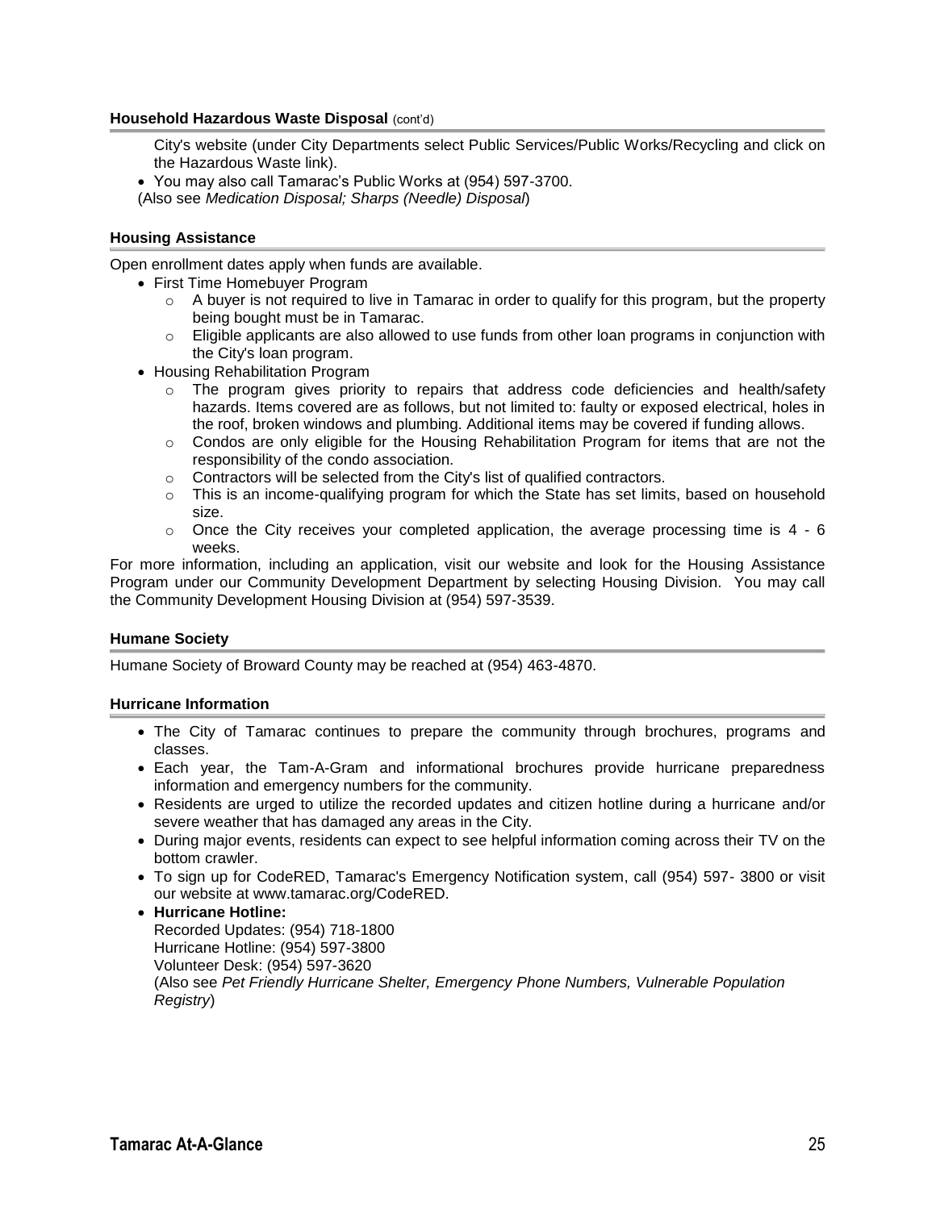### Household Hazardous Waste Disposal (cont'd)

City's website (under City Departments select Public Services/Public Works/Recycling and click on the Hazardous Waste link).

- You may also call Tamarac's Public Works at (954) 597-3700.

(Also see *Medication Disposal; Sharps (Needle) Disposal*)

### Housing Assistance

Open enrollment dates apply when funds are available.

- First Time Homebuyer Program
  - A buyer is not required to live in Tamarac in order to qualify for this program, but the property being bought must be in Tamarac.
  - Eligible applicants are also allowed to use funds from other loan programs in conjunction with the City's loan program.
- Housing Rehabilitation Program
  - The program gives priority to repairs that address code deficiencies and health/safety hazards. Items covered are as follows, but not limited to: faulty or exposed electrical, holes in the roof, broken windows and plumbing. Additional items may be covered if funding allows.
  - Condos are only eligible for the Housing Rehabilitation Program for items that are not the responsibility of the condo association.
  - Contractors will be selected from the City's list of qualified contractors.
  - This is an income-qualifying program for which the State has set limits, based on household size.
  - Once the City receives your completed application, the average processing time is 4 - 6 weeks.

For more information, including an application, visit our website and look for the Housing Assistance Program under our Community Development Department by selecting Housing Division. You may call the Community Development Housing Division at (954) 597-3539.

### Humane Society

Humane Society of Broward County may be reached at (954) 463-4870.

### Hurricane Information

- The City of Tamarac continues to prepare the community through brochures, programs and classes.
- Each year, the Tam-A-Gram and informational brochures provide hurricane preparedness information and emergency numbers for the community.
- Residents are urged to utilize the recorded updates and citizen hotline during a hurricane and/or severe weather that has damaged any areas in the City.
- During major events, residents can expect to see helpful information coming across their TV on the bottom crawler.
- To sign up for CodeRED, Tamarac's Emergency Notification system, call (954) 597- 3800 or visit our website at www.tamarac.org/CodeRED.
- **Hurricane Hotline:**
  Recorded Updates: (954) 718-1800
  Hurricane Hotline: (954) 597-3800
  Volunteer Desk: (954) 597-3620
  (Also see *Pet Friendly Hurricane Shelter, Emergency Phone Numbers, Vulnerable Population Registry*)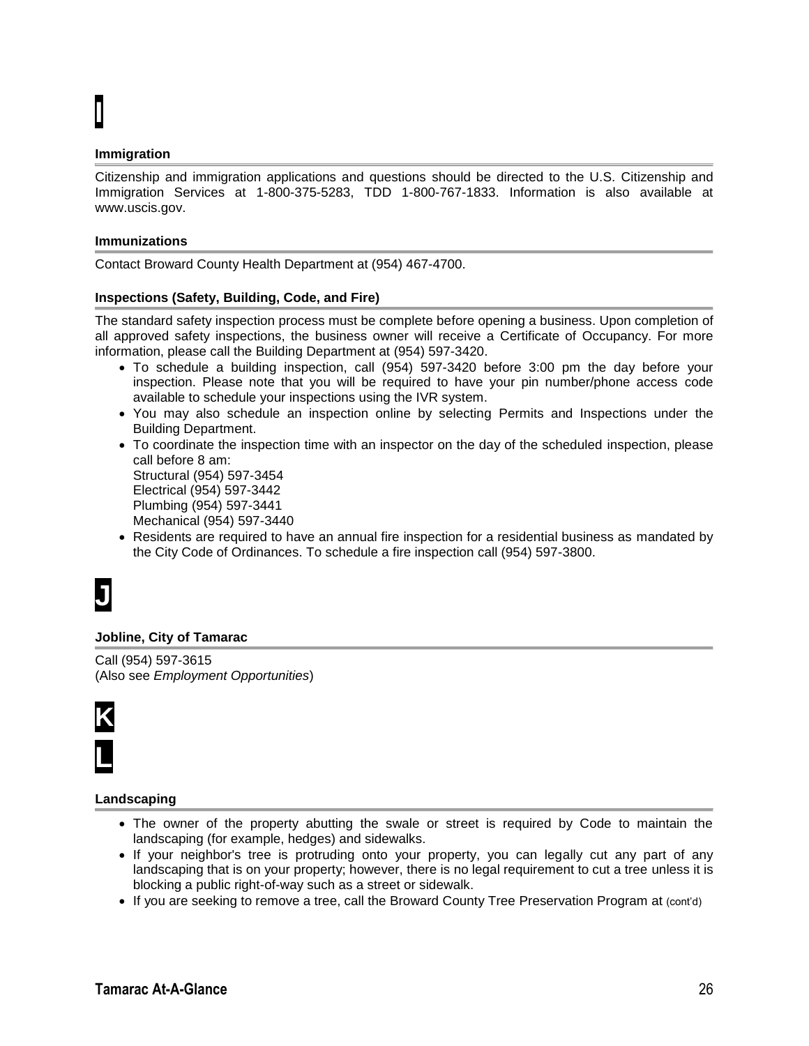# I

### Immigration

Citizenship and immigration applications and questions should be directed to the U.S. Citizenship and Immigration Services at 1-800-375-5283, TDD 1-800-767-1833. Information is also available at www.uscis.gov.

### Immunizations

Contact Broward County Health Department at (954) 467-4700.

### Inspections (Safety, Building, Code, and Fire)

The standard safety inspection process must be complete before opening a business. Upon completion of all approved safety inspections, the business owner will receive a Certificate of Occupancy. For more information, please call the Building Department at (954) 597-3420.

- To schedule a building inspection, call (954) 597-3420 before 3:00 pm the day before your inspection. Please note that you will be required to have your pin number/phone access code available to schedule your inspections using the IVR system.
- You may also schedule an inspection online by selecting Permits and Inspections under the Building Department.
- To coordinate the inspection time with an inspector on the day of the scheduled inspection, please call before 8 am:
  Structural (954) 597-3454
  Electrical (954) 597-3442
  Plumbing (954) 597-3441
  Mechanical (954) 597-3440
- Residents are required to have an annual fire inspection for a residential business as mandated by the City Code of Ordinances. To schedule a fire inspection call (954) 597-3800.

# J

### Jobline, City of Tamarac

Call (954) 597-3615
(Also see *Employment Opportunities*)

# K

# L

### Landscaping

- The owner of the property abutting the swale or street is required by Code to maintain the landscaping (for example, hedges) and sidewalks.
- If your neighbor's tree is protruding onto your property, you can legally cut any part of any landscaping that is on your property; however, there is no legal requirement to cut a tree unless it is blocking a public right-of-way such as a street or sidewalk.
- If you are seeking to remove a tree, call the Broward County Tree Preservation Program at (cont'd)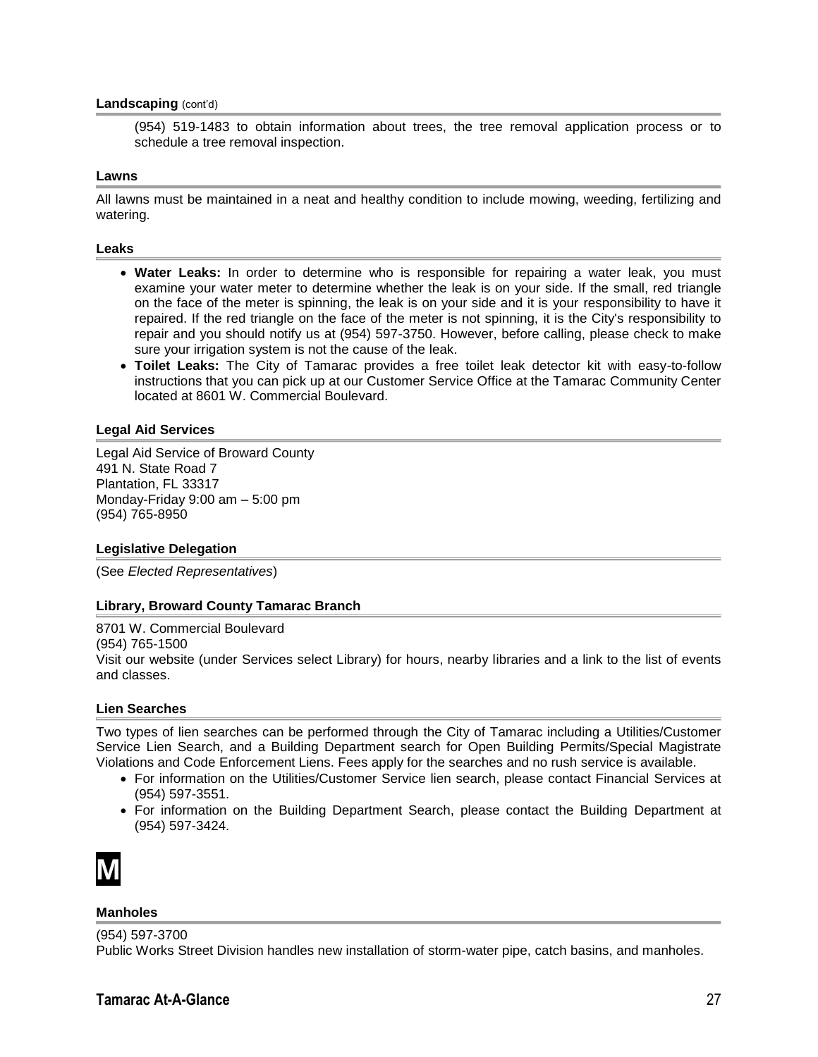### Landscaping (cont'd)

(954) 519-1483 to obtain information about trees, the tree removal application process or to schedule a tree removal inspection.

### Lawns

All lawns must be maintained in a neat and healthy condition to include mowing, weeding, fertilizing and watering.

### Leaks

- **Water Leaks:** In order to determine who is responsible for repairing a water leak, you must examine your water meter to determine whether the leak is on your side. If the small, red triangle on the face of the meter is spinning, the leak is on your side and it is your responsibility to have it repaired. If the red triangle on the face of the meter is not spinning, it is the City's responsibility to repair and you should notify us at (954) 597-3750. However, before calling, please check to make sure your irrigation system is not the cause of the leak.
- **Toilet Leaks:** The City of Tamarac provides a free toilet leak detector kit with easy-to-follow instructions that you can pick up at our Customer Service Office at the Tamarac Community Center located at 8601 W. Commercial Boulevard.

### Legal Aid Services

Legal Aid Service of Broward County
491 N. State Road 7
Plantation, FL 33317
Monday-Friday 9:00 am – 5:00 pm
(954) 765-8950

### Legislative Delegation

(See *Elected Representatives*)

### Library, Broward County Tamarac Branch

8701 W. Commercial Boulevard
(954) 765-1500
Visit our website (under Services select Library) for hours, nearby libraries and a link to the list of events and classes.

### Lien Searches

Two types of lien searches can be performed through the City of Tamarac including a Utilities/Customer Service Lien Search, and a Building Department search for Open Building Permits/Special Magistrate Violations and Code Enforcement Liens. Fees apply for the searches and no rush service is available.

- For information on the Utilities/Customer Service lien search, please contact Financial Services at (954) 597-3551.
- For information on the Building Department Search, please contact the Building Department at (954) 597-3424.

# M

### Manholes

(954) 597-3700
Public Works Street Division handles new installation of storm-water pipe, catch basins, and manholes.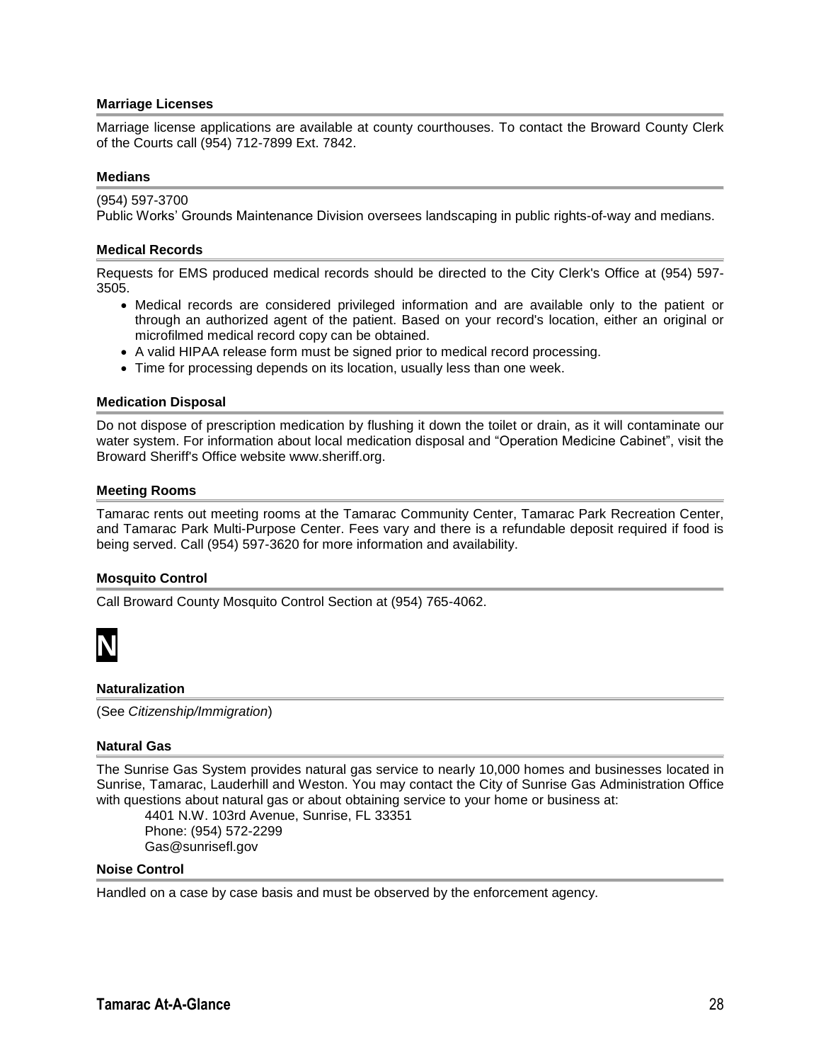### Marriage Licenses

Marriage license applications are available at county courthouses. To contact the Broward County Clerk of the Courts call (954) 712-7899 Ext. 7842.

### Medians

(954) 597-3700
Public Works' Grounds Maintenance Division oversees landscaping in public rights-of-way and medians.

### Medical Records

Requests for EMS produced medical records should be directed to the City Clerk's Office at (954) 597-3505.

- Medical records are considered privileged information and are available only to the patient or through an authorized agent of the patient. Based on your record's location, either an original or microfilmed medical record copy can be obtained.
- A valid HIPAA release form must be signed prior to medical record processing.
- Time for processing depends on its location, usually less than one week.

### Medication Disposal

Do not dispose of prescription medication by flushing it down the toilet or drain, as it will contaminate our water system. For information about local medication disposal and "Operation Medicine Cabinet", visit the Broward Sheriff's Office website www.sheriff.org.

### Meeting Rooms

Tamarac rents out meeting rooms at the Tamarac Community Center, Tamarac Park Recreation Center, and Tamarac Park Multi-Purpose Center. Fees vary and there is a refundable deposit required if food is being served. Call (954) 597-3620 for more information and availability.

### Mosquito Control

Call Broward County Mosquito Control Section at (954) 765-4062.

## N

### Naturalization

(See *Citizenship/Immigration*)

### Natural Gas

The Sunrise Gas System provides natural gas service to nearly 10,000 homes and businesses located in Sunrise, Tamarac, Lauderhill and Weston. You may contact the City of Sunrise Gas Administration Office with questions about natural gas or about obtaining service to your home or business at:

4401 N.W. 103rd Avenue, Sunrise, FL 33351
Phone: (954) 572-2299
Gas@sunrisefl.gov

### Noise Control

Handled on a case by case basis and must be observed by the enforcement agency.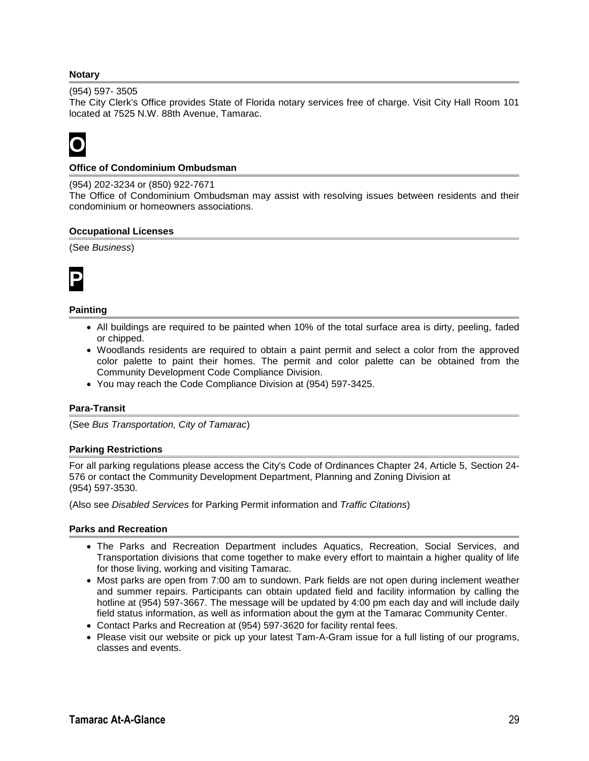### Notary

(954) 597- 3505

The City Clerk's Office provides State of Florida notary services free of charge. Visit City Hall Room 101 located at 7525 N.W. 88th Avenue, Tamarac.

## O

### Office of Condominium Ombudsman

(954) 202-3234 or (850) 922-7671

The Office of Condominium Ombudsman may assist with resolving issues between residents and their condominium or homeowners associations.

### Occupational Licenses

(See *Business*)

## P

### Painting

- All buildings are required to be painted when 10% of the total surface area is dirty, peeling, faded or chipped.
- Woodlands residents are required to obtain a paint permit and select a color from the approved color palette to paint their homes. The permit and color palette can be obtained from the Community Development Code Compliance Division.
- You may reach the Code Compliance Division at (954) 597-3425.

### Para-Transit

(See *Bus Transportation, City of Tamarac*)

### Parking Restrictions

For all parking regulations please access the City's Code of Ordinances Chapter 24, Article 5, Section 24-576 or contact the Community Development Department, Planning and Zoning Division at (954) 597-3530.

(Also see *Disabled Services* for Parking Permit information and *Traffic Citations*)

### Parks and Recreation

- The Parks and Recreation Department includes Aquatics, Recreation, Social Services, and Transportation divisions that come together to make every effort to maintain a higher quality of life for those living, working and visiting Tamarac.
- Most parks are open from 7:00 am to sundown. Park fields are not open during inclement weather and summer repairs. Participants can obtain updated field and facility information by calling the hotline at (954) 597-3667. The message will be updated by 4:00 pm each day and will include daily field status information, as well as information about the gym at the Tamarac Community Center.
- Contact Parks and Recreation at (954) 597-3620 for facility rental fees.
- Please visit our website or pick up your latest Tam-A-Gram issue for a full listing of our programs, classes and events.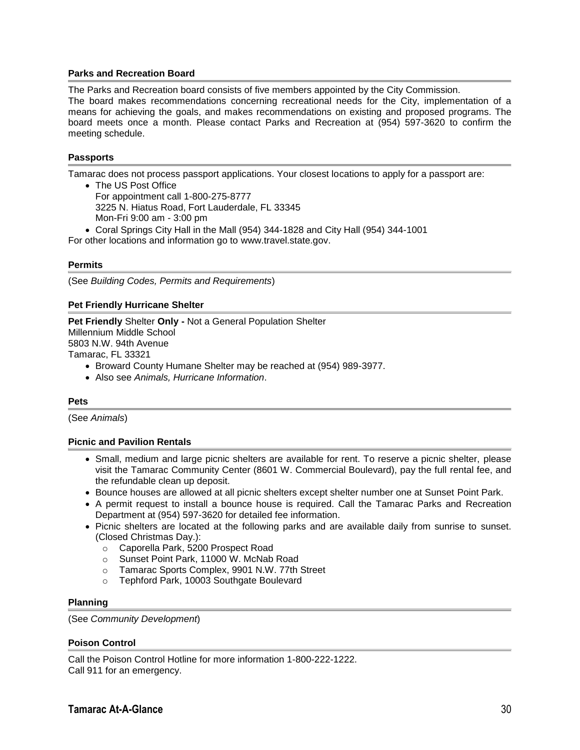### Parks and Recreation Board

The Parks and Recreation board consists of five members appointed by the City Commission.
The board makes recommendations concerning recreational needs for the City, implementation of a means for achieving the goals, and makes recommendations on existing and proposed programs. The board meets once a month. Please contact Parks and Recreation at (954) 597-3620 to confirm the meeting schedule.

### Passports

Tamarac does not process passport applications. Your closest locations to apply for a passport are:

- The US Post Office
  For appointment call 1-800-275-8777
  3225 N. Hiatus Road, Fort Lauderdale, FL 33345
  Mon-Fri 9:00 am - 3:00 pm
- Coral Springs City Hall in the Mall (954) 344-1828 and City Hall (954) 344-1001

For other locations and information go to www.travel.state.gov.

### Permits

(See *Building Codes, Permits and Requirements*)

### Pet Friendly Hurricane Shelter

**Pet Friendly** Shelter **Only -** Not a General Population Shelter
Millennium Middle School
5803 N.W. 94th Avenue
Tamarac, FL 33321

- Broward County Humane Shelter may be reached at (954) 989-3977.
- Also see *Animals, Hurricane Information*.

### Pets

(See *Animals*)

### Picnic and Pavilion Rentals

- Small, medium and large picnic shelters are available for rent. To reserve a picnic shelter, please visit the Tamarac Community Center (8601 W. Commercial Boulevard), pay the full rental fee, and the refundable clean up deposit.
- Bounce houses are allowed at all picnic shelters except shelter number one at Sunset Point Park.
- A permit request to install a bounce house is required. Call the Tamarac Parks and Recreation Department at (954) 597-3620 for detailed fee information.
- Picnic shelters are located at the following parks and are available daily from sunrise to sunset. (Closed Christmas Day.):
  - Caporella Park, 5200 Prospect Road
  - Sunset Point Park, 11000 W. McNab Road
  - Tamarac Sports Complex, 9901 N.W. 77th Street
  - Tephford Park, 10003 Southgate Boulevard

### Planning

(See *Community Development*)

### Poison Control

Call the Poison Control Hotline for more information 1-800-222-1222.
Call 911 for an emergency.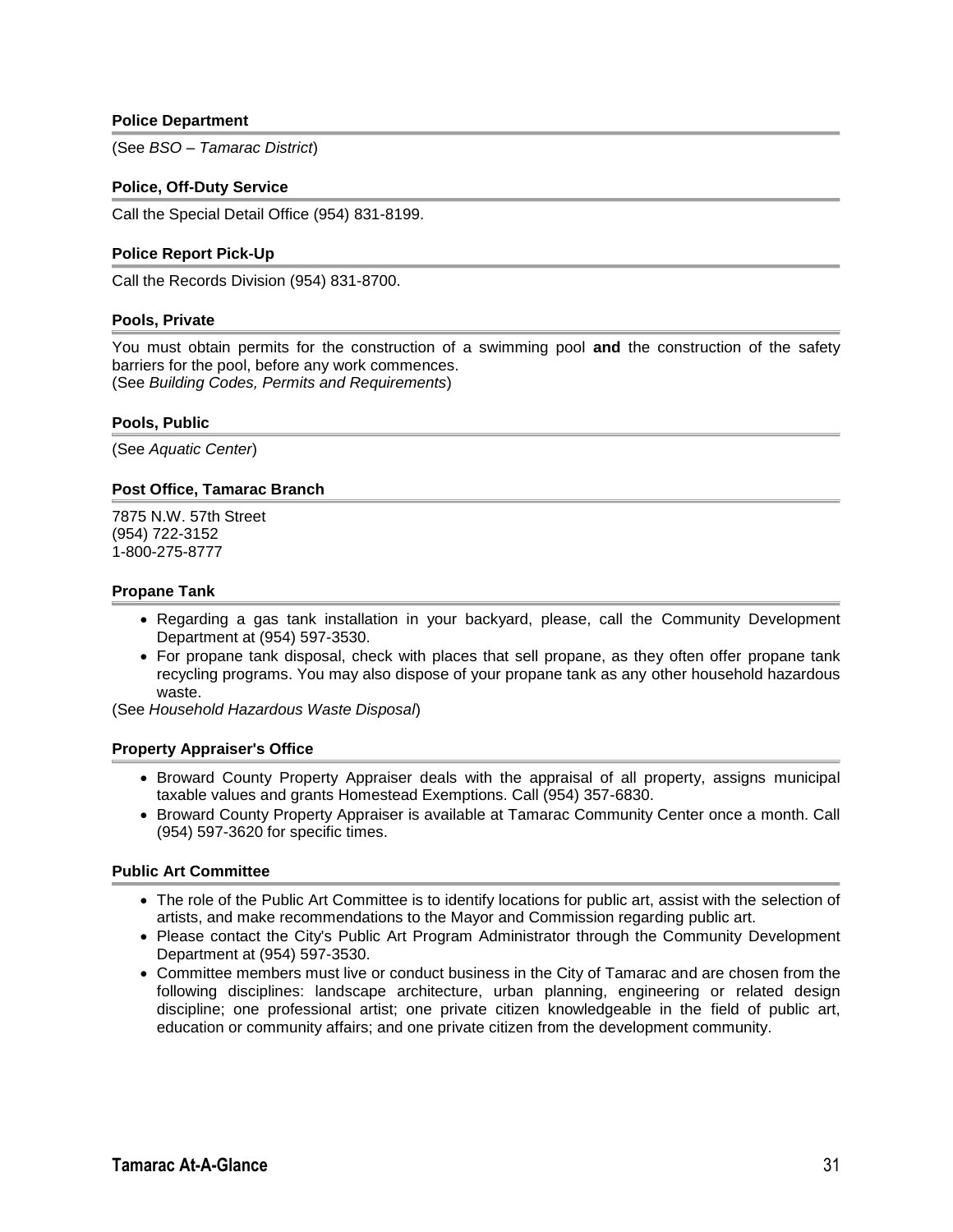### Police Department

(See *BSO – Tamarac District*)

### Police, Off-Duty Service

Call the Special Detail Office (954) 831-8199.

### Police Report Pick-Up

Call the Records Division (954) 831-8700.

### Pools, Private

You must obtain permits for the construction of a swimming pool **and** the construction of the safety barriers for the pool, before any work commences.
(See *Building Codes, Permits and Requirements*)

### Pools, Public

(See *Aquatic Center*)

### Post Office, Tamarac Branch

7875 N.W. 57th Street
(954) 722-3152
1-800-275-8777

### Propane Tank

- Regarding a gas tank installation in your backyard, please, call the Community Development Department at (954) 597-3530.
- For propane tank disposal, check with places that sell propane, as they often offer propane tank recycling programs. You may also dispose of your propane tank as any other household hazardous waste.

(See *Household Hazardous Waste Disposal*)

### Property Appraiser's Office

- Broward County Property Appraiser deals with the appraisal of all property, assigns municipal taxable values and grants Homestead Exemptions. Call (954) 357-6830.
- Broward County Property Appraiser is available at Tamarac Community Center once a month. Call (954) 597-3620 for specific times.

### Public Art Committee

- The role of the Public Art Committee is to identify locations for public art, assist with the selection of artists, and make recommendations to the Mayor and Commission regarding public art.
- Please contact the City's Public Art Program Administrator through the Community Development Department at (954) 597-3530.
- Committee members must live or conduct business in the City of Tamarac and are chosen from the following disciplines: landscape architecture, urban planning, engineering or related design discipline; one professional artist; one private citizen knowledgeable in the field of public art, education or community affairs; and one private citizen from the development community.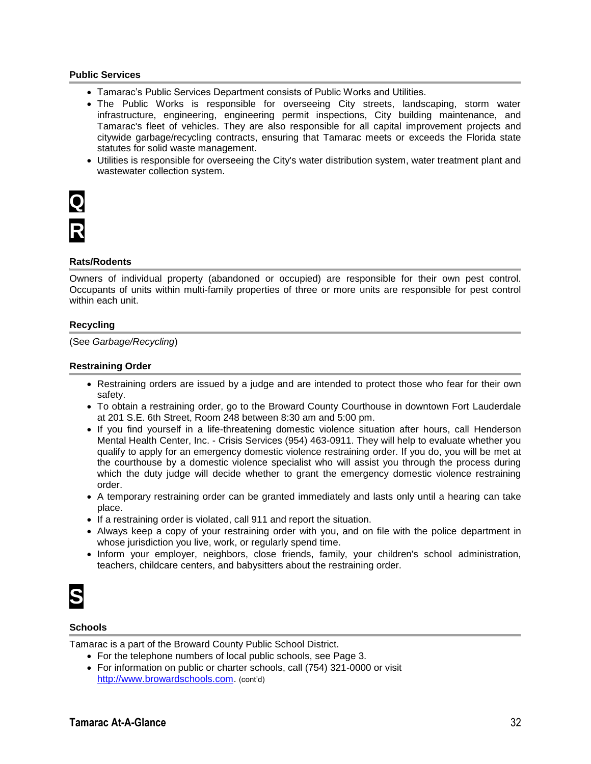### Public Services

- Tamarac's Public Services Department consists of Public Works and Utilities.
- The Public Works is responsible for overseeing City streets, landscaping, storm water infrastructure, engineering, engineering permit inspections, City building maintenance, and Tamarac's fleet of vehicles. They are also responsible for all capital improvement projects and citywide garbage/recycling contracts, ensuring that Tamarac meets or exceeds the Florida state statutes for solid waste management.
- Utilities is responsible for overseeing the City's water distribution system, water treatment plant and wastewater collection system.

## Q

## R

### Rats/Rodents

Owners of individual property (abandoned or occupied) are responsible for their own pest control. Occupants of units within multi-family properties of three or more units are responsible for pest control within each unit.

### Recycling

(See *Garbage/Recycling*)

### Restraining Order

- Restraining orders are issued by a judge and are intended to protect those who fear for their own safety.
- To obtain a restraining order, go to the Broward County Courthouse in downtown Fort Lauderdale at 201 S.E. 6th Street, Room 248 between 8:30 am and 5:00 pm.
- If you find yourself in a life-threatening domestic violence situation after hours, call Henderson Mental Health Center, Inc. - Crisis Services (954) 463-0911. They will help to evaluate whether you qualify to apply for an emergency domestic violence restraining order. If you do, you will be met at the courthouse by a domestic violence specialist who will assist you through the process during which the duty judge will decide whether to grant the emergency domestic violence restraining order.
- A temporary restraining order can be granted immediately and lasts only until a hearing can take place.
- If a restraining order is violated, call 911 and report the situation.
- Always keep a copy of your restraining order with you, and on file with the police department in whose jurisdiction you live, work, or regularly spend time.
- Inform your employer, neighbors, close friends, family, your children's school administration, teachers, childcare centers, and babysitters about the restraining order.

## S

### Schools

Tamarac is a part of the Broward County Public School District.

- For the telephone numbers of local public schools, see Page 3.
- For information on public or charter schools, call (754) 321-0000 or visit [http://www.browardschools.com](http://www.browardschools.com). (cont'd)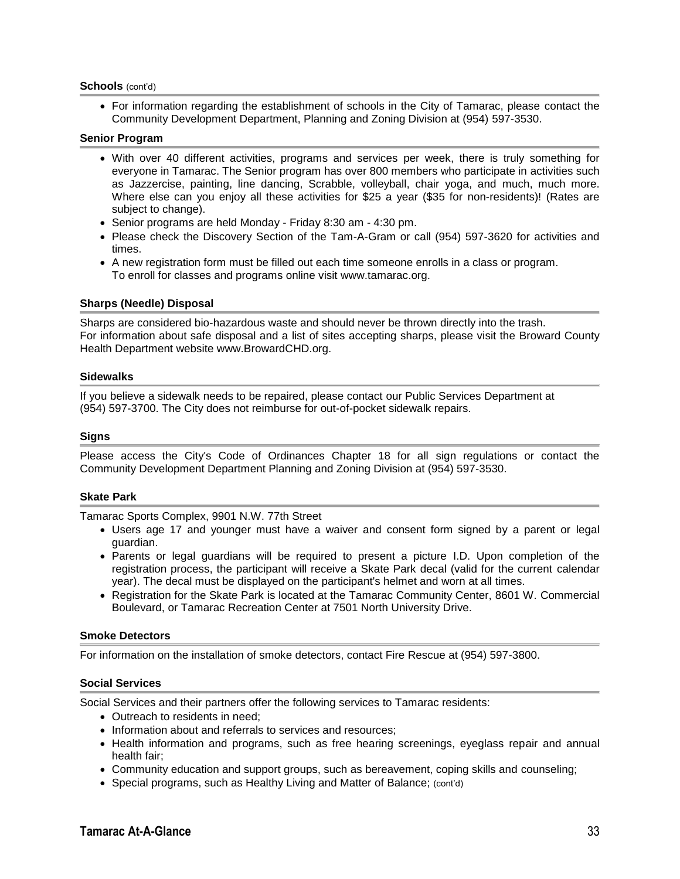**Schools** (cont'd)

- For information regarding the establishment of schools in the City of Tamarac, please contact the Community Development Department, Planning and Zoning Division at (954) 597-3530.

**Senior Program**

- With over 40 different activities, programs and services per week, there is truly something for everyone in Tamarac. The Senior program has over 800 members who participate in activities such as Jazzercise, painting, line dancing, Scrabble, volleyball, chair yoga, and much, much more. Where else can you enjoy all these activities for $25 a year ($35 for non-residents)! (Rates are subject to change).
- Senior programs are held Monday - Friday 8:30 am - 4:30 pm.
- Please check the Discovery Section of the Tam-A-Gram or call (954) 597-3620 for activities and times.
- A new registration form must be filled out each time someone enrolls in a class or program. To enroll for classes and programs online visit www.tamarac.org.

**Sharps (Needle) Disposal**

Sharps are considered bio-hazardous waste and should never be thrown directly into the trash.
For information about safe disposal and a list of sites accepting sharps, please visit the Broward County Health Department website www.BrowardCHD.org.

**Sidewalks**

If you believe a sidewalk needs to be repaired, please contact our Public Services Department at (954) 597-3700. The City does not reimburse for out-of-pocket sidewalk repairs.

**Signs**

Please access the City's Code of Ordinances Chapter 18 for all sign regulations or contact the Community Development Department Planning and Zoning Division at (954) 597-3530.

**Skate Park**

Tamarac Sports Complex, 9901 N.W. 77th Street

- Users age 17 and younger must have a waiver and consent form signed by a parent or legal guardian.
- Parents or legal guardians will be required to present a picture I.D. Upon completion of the registration process, the participant will receive a Skate Park decal (valid for the current calendar year). The decal must be displayed on the participant's helmet and worn at all times.
- Registration for the Skate Park is located at the Tamarac Community Center, 8601 W. Commercial Boulevard, or Tamarac Recreation Center at 7501 North University Drive.

**Smoke Detectors**

For information on the installation of smoke detectors, contact Fire Rescue at (954) 597-3800.

**Social Services**

Social Services and their partners offer the following services to Tamarac residents:

- Outreach to residents in need;
- Information about and referrals to services and resources;
- Health information and programs, such as free hearing screenings, eyeglass repair and annual health fair;
- Community education and support groups, such as bereavement, coping skills and counseling;
- Special programs, such as Healthy Living and Matter of Balance; (cont'd)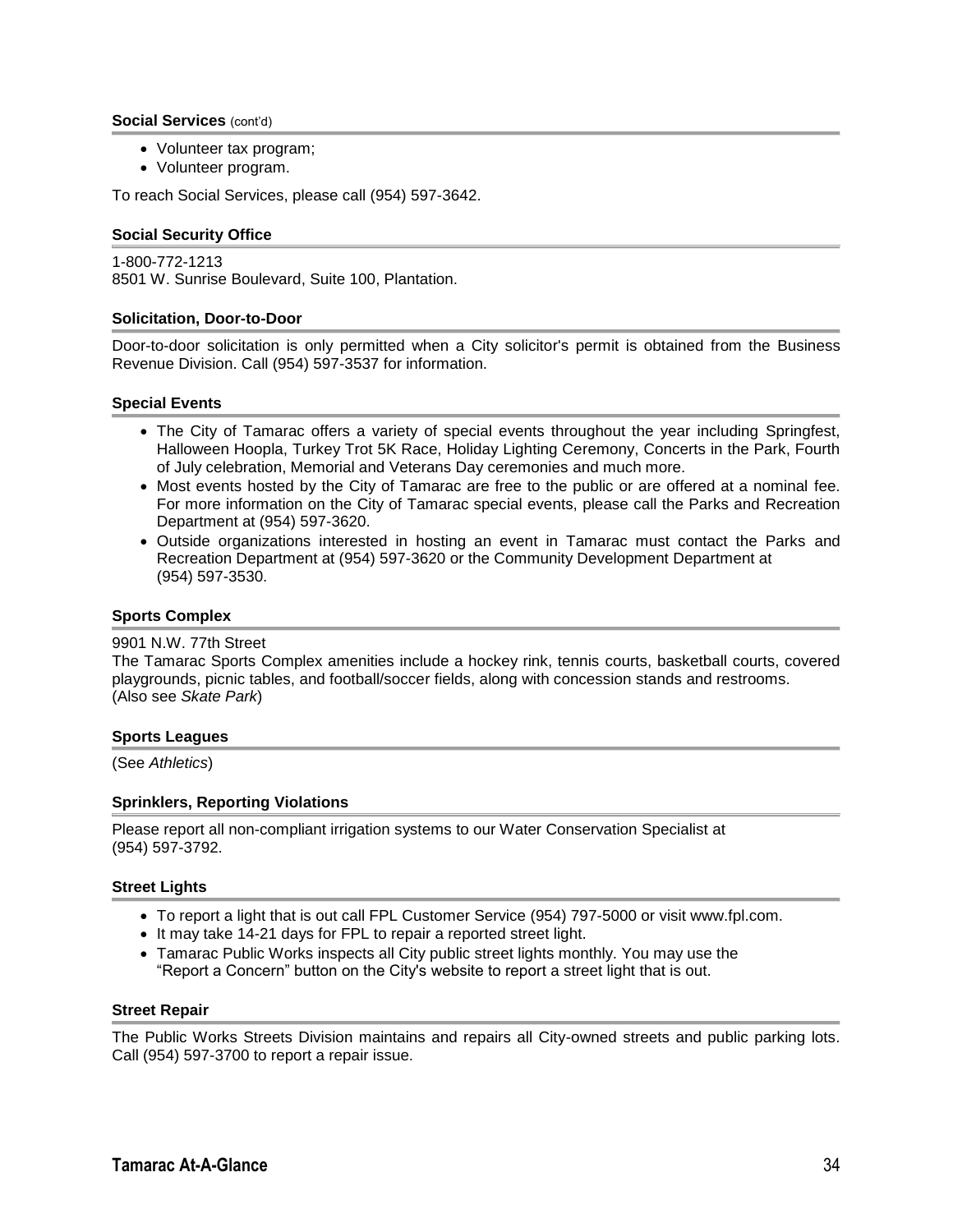### Social Services (cont'd)

- Volunteer tax program;
- Volunteer program.

To reach Social Services, please call (954) 597-3642.

### Social Security Office

1-800-772-1213
8501 W. Sunrise Boulevard, Suite 100, Plantation.

### Solicitation, Door-to-Door

Door-to-door solicitation is only permitted when a City solicitor's permit is obtained from the Business Revenue Division. Call (954) 597-3537 for information.

### Special Events

- The City of Tamarac offers a variety of special events throughout the year including Springfest, Halloween Hoopla, Turkey Trot 5K Race, Holiday Lighting Ceremony, Concerts in the Park, Fourth of July celebration, Memorial and Veterans Day ceremonies and much more.
- Most events hosted by the City of Tamarac are free to the public or are offered at a nominal fee. For more information on the City of Tamarac special events, please call the Parks and Recreation Department at (954) 597-3620.
- Outside organizations interested in hosting an event in Tamarac must contact the Parks and Recreation Department at (954) 597-3620 or the Community Development Department at (954) 597-3530.

### Sports Complex

9901 N.W. 77th Street
The Tamarac Sports Complex amenities include a hockey rink, tennis courts, basketball courts, covered playgrounds, picnic tables, and football/soccer fields, along with concession stands and restrooms.
(Also see *Skate Park*)

### Sports Leagues

(See *Athletics*)

### Sprinklers, Reporting Violations

Please report all non-compliant irrigation systems to our Water Conservation Specialist at (954) 597-3792.

### Street Lights

- To report a light that is out call FPL Customer Service (954) 797-5000 or visit www.fpl.com.
- It may take 14-21 days for FPL to repair a reported street light.
- Tamarac Public Works inspects all City public street lights monthly. You may use the "Report a Concern" button on the City's website to report a street light that is out.

### Street Repair

The Public Works Streets Division maintains and repairs all City-owned streets and public parking lots. Call (954) 597-3700 to report a repair issue.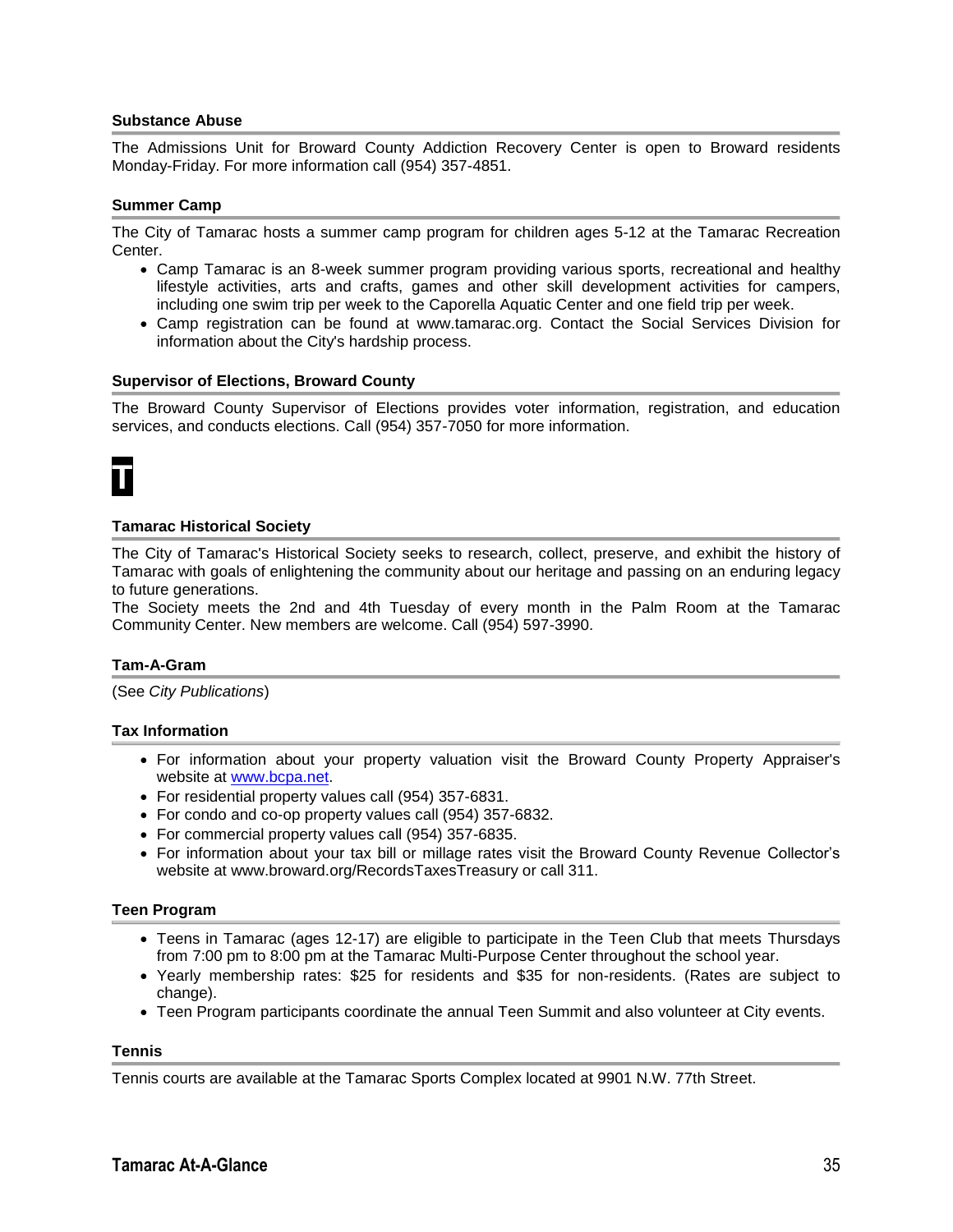### Substance Abuse

The Admissions Unit for Broward County Addiction Recovery Center is open to Broward residents Monday-Friday. For more information call (954) 357-4851.

### Summer Camp

The City of Tamarac hosts a summer camp program for children ages 5-12 at the Tamarac Recreation Center.

- Camp Tamarac is an 8-week summer program providing various sports, recreational and healthy lifestyle activities, arts and crafts, games and other skill development activities for campers, including one swim trip per week to the Caporella Aquatic Center and one field trip per week.
- Camp registration can be found at www.tamarac.org. Contact the Social Services Division for information about the City's hardship process.

### Supervisor of Elections, Broward County

The Broward County Supervisor of Elections provides voter information, registration, and education services, and conducts elections. Call (954) 357-7050 for more information.

## T

### Tamarac Historical Society

The City of Tamarac's Historical Society seeks to research, collect, preserve, and exhibit the history of Tamarac with goals of enlightening the community about our heritage and passing on an enduring legacy to future generations.
The Society meets the 2nd and 4th Tuesday of every month in the Palm Room at the Tamarac Community Center. New members are welcome. Call (954) 597-3990.

### Tam-A-Gram

(See *City Publications*)

### Tax Information

- For information about your property valuation visit the Broward County Property Appraiser's website at www.bcpa.net.
- For residential property values call (954) 357-6831.
- For condo and co-op property values call (954) 357-6832.
- For commercial property values call (954) 357-6835.
- For information about your tax bill or millage rates visit the Broward County Revenue Collector's website at www.broward.org/RecordsTaxesTreasury or call 311.

### Teen Program

- Teens in Tamarac (ages 12-17) are eligible to participate in the Teen Club that meets Thursdays from 7:00 pm to 8:00 pm at the Tamarac Multi-Purpose Center throughout the school year.
- Yearly membership rates: $25 for residents and $35 for non-residents. (Rates are subject to change).
- Teen Program participants coordinate the annual Teen Summit and also volunteer at City events.

### Tennis

Tennis courts are available at the Tamarac Sports Complex located at 9901 N.W. 77th Street.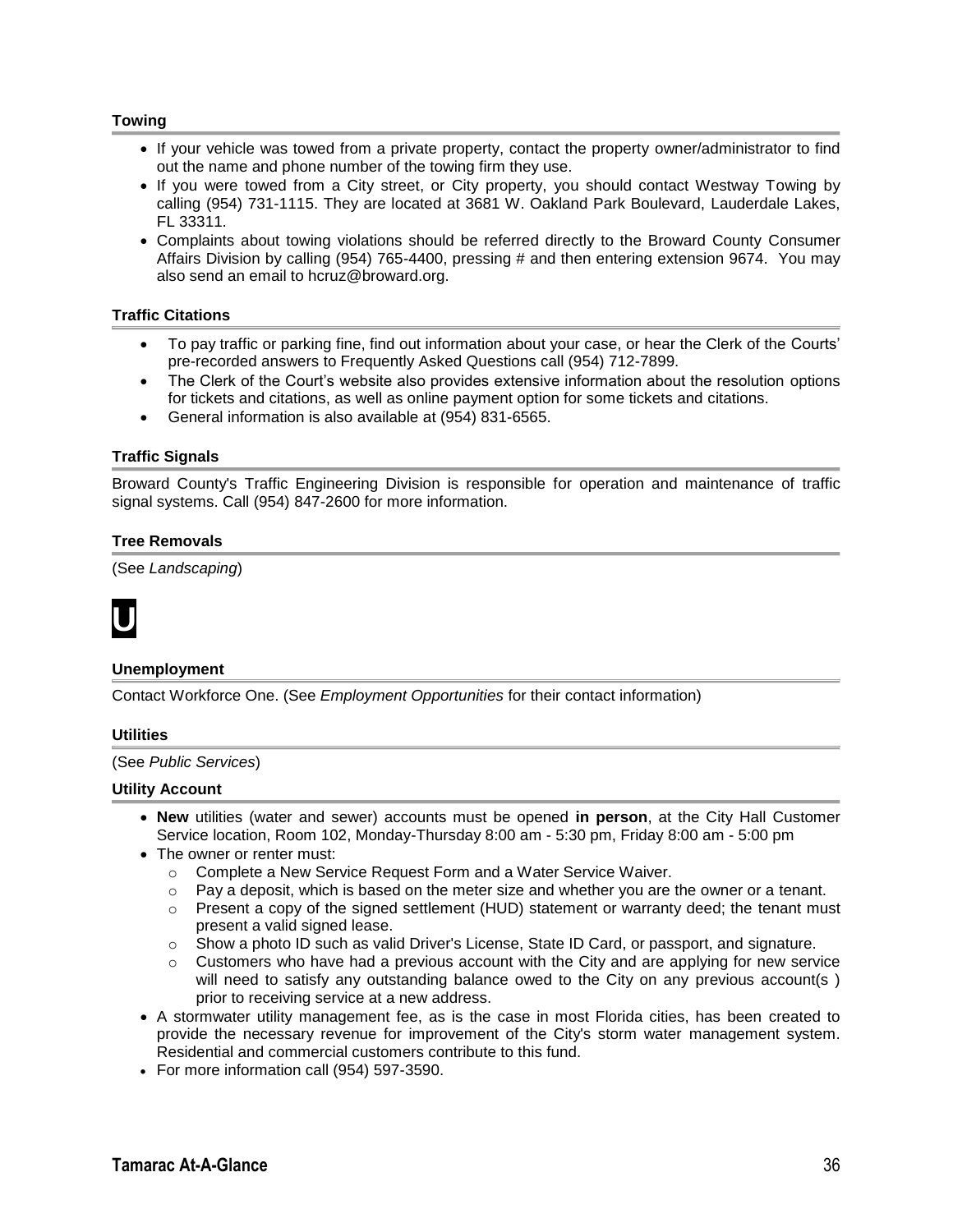### Towing

- If your vehicle was towed from a private property, contact the property owner/administrator to find out the name and phone number of the towing firm they use.
- If you were towed from a City street, or City property, you should contact Westway Towing by calling (954) 731-1115. They are located at 3681 W. Oakland Park Boulevard, Lauderdale Lakes, FL 33311.
- Complaints about towing violations should be referred directly to the Broward County Consumer Affairs Division by calling (954) 765-4400, pressing # and then entering extension 9674. You may also send an email to hcruz@broward.org.

### Traffic Citations

- To pay traffic or parking fine, find out information about your case, or hear the Clerk of the Courts' pre-recorded answers to Frequently Asked Questions call (954) 712-7899.
- The Clerk of the Court's website also provides extensive information about the resolution options for tickets and citations, as well as online payment option for some tickets and citations.
- General information is also available at (954) 831-6565.

### Traffic Signals

Broward County's Traffic Engineering Division is responsible for operation and maintenance of traffic signal systems. Call (954) 847-2600 for more information.

### Tree Removals

(See *Landscaping*)

# U

### Unemployment

Contact Workforce One. (See *Employment Opportunities* for their contact information)

### Utilities

(See *Public Services*)

### Utility Account

- **New** utilities (water and sewer) accounts must be opened **in person**, at the City Hall Customer Service location, Room 102, Monday-Thursday 8:00 am - 5:30 pm, Friday 8:00 am - 5:00 pm
- The owner or renter must:
  - Complete a New Service Request Form and a Water Service Waiver.
  - Pay a deposit, which is based on the meter size and whether you are the owner or a tenant.
  - Present a copy of the signed settlement (HUD) statement or warranty deed; the tenant must present a valid signed lease.
  - Show a photo ID such as valid Driver's License, State ID Card, or passport, and signature.
  - Customers who have had a previous account with the City and are applying for new service will need to satisfy any outstanding balance owed to the City on any previous account(s ) prior to receiving service at a new address.
- A stormwater utility management fee, as is the case in most Florida cities, has been created to provide the necessary revenue for improvement of the City's storm water management system. Residential and commercial customers contribute to this fund.
- For more information call (954) 597-3590.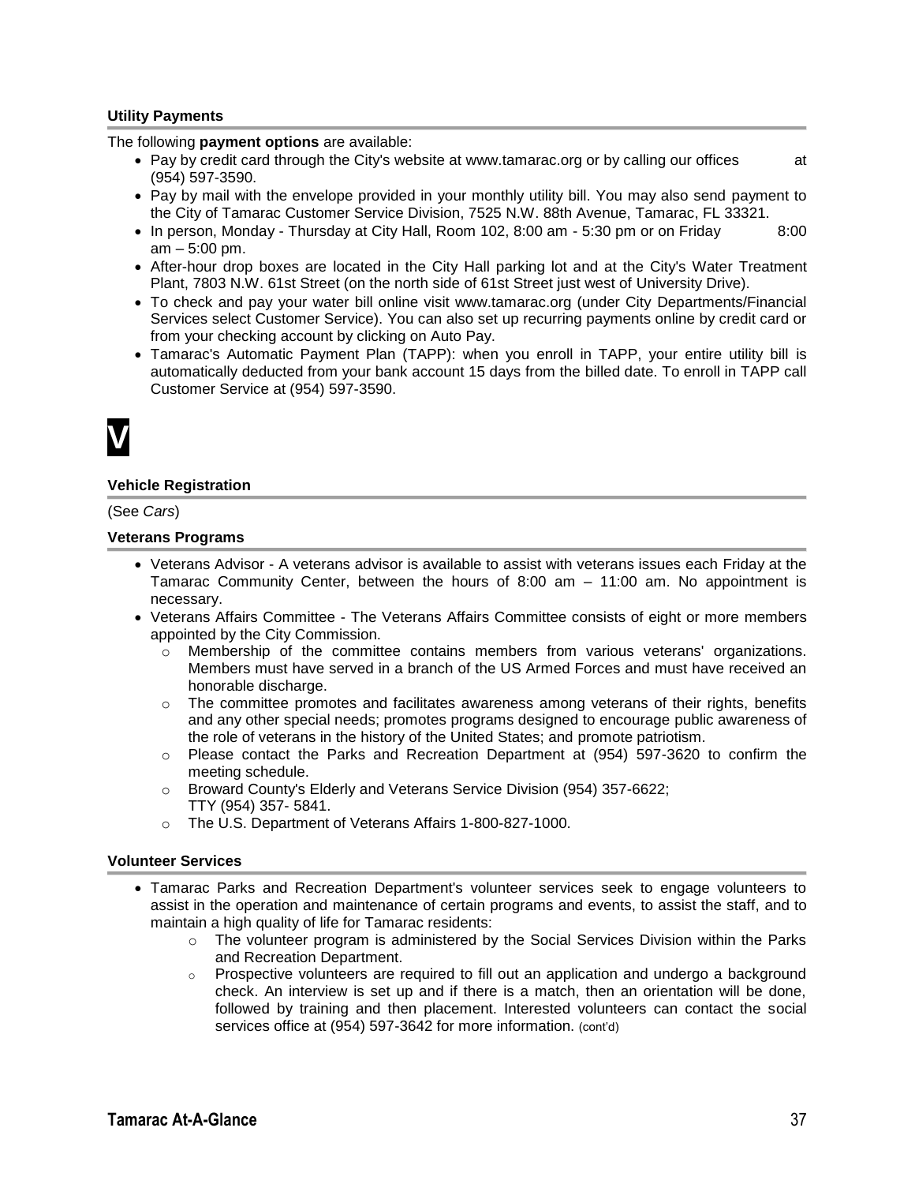### Utility Payments

The following **payment options** are available:

- Pay by credit card through the City's website at www.tamarac.org or by calling our offices at (954) 597-3590.
- Pay by mail with the envelope provided in your monthly utility bill. You may also send payment to the City of Tamarac Customer Service Division, 7525 N.W. 88th Avenue, Tamarac, FL 33321.
- In person, Monday - Thursday at City Hall, Room 102, 8:00 am - 5:30 pm or on Friday 8:00 am – 5:00 pm.
- After-hour drop boxes are located in the City Hall parking lot and at the City's Water Treatment Plant, 7803 N.W. 61st Street (on the north side of 61st Street just west of University Drive).
- To check and pay your water bill online visit www.tamarac.org (under City Departments/Financial Services select Customer Service). You can also set up recurring payments online by credit card or from your checking account by clicking on Auto Pay.
- Tamarac's Automatic Payment Plan (TAPP): when you enroll in TAPP, your entire utility bill is automatically deducted from your bank account 15 days from the billed date. To enroll in TAPP call Customer Service at (954) 597-3590.

# V

### Vehicle Registration

(See *Cars*)

### Veterans Programs

- Veterans Advisor - A veterans advisor is available to assist with veterans issues each Friday at the Tamarac Community Center, between the hours of 8:00 am – 11:00 am. No appointment is necessary.
- Veterans Affairs Committee - The Veterans Affairs Committee consists of eight or more members appointed by the City Commission.
    - Membership of the committee contains members from various veterans' organizations. Members must have served in a branch of the US Armed Forces and must have received an honorable discharge.
    - The committee promotes and facilitates awareness among veterans of their rights, benefits and any other special needs; promotes programs designed to encourage public awareness of the role of veterans in the history of the United States; and promote patriotism.
    - Please contact the Parks and Recreation Department at (954) 597-3620 to confirm the meeting schedule.
    - Broward County's Elderly and Veterans Service Division (954) 357-6622; TTY (954) 357- 5841.
    - The U.S. Department of Veterans Affairs 1-800-827-1000.

### Volunteer Services

- Tamarac Parks and Recreation Department's volunteer services seek to engage volunteers to assist in the operation and maintenance of certain programs and events, to assist the staff, and to maintain a high quality of life for Tamarac residents:
    - The volunteer program is administered by the Social Services Division within the Parks and Recreation Department.
    - Prospective volunteers are required to fill out an application and undergo a background check. An interview is set up and if there is a match, then an orientation will be done, followed by training and then placement. Interested volunteers can contact the social services office at (954) 597-3642 for more information. (cont'd)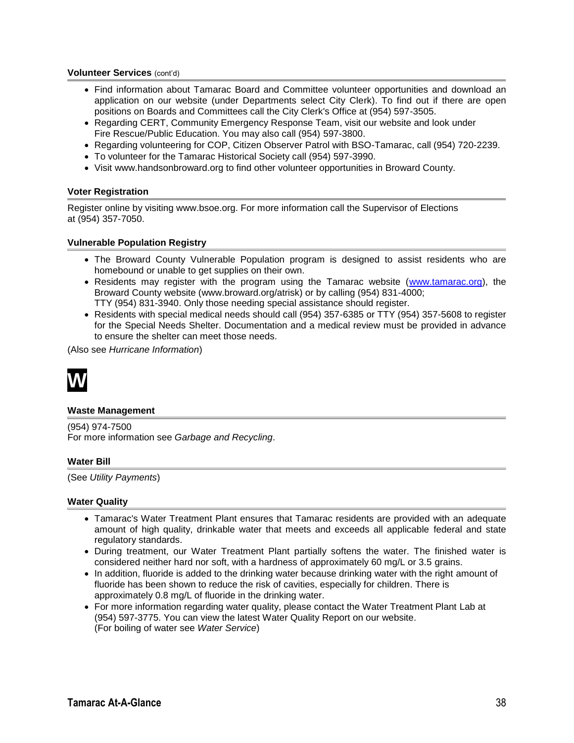### Volunteer Services (cont'd)

- Find information about Tamarac Board and Committee volunteer opportunities and download an application on our website (under Departments select City Clerk). To find out if there are open positions on Boards and Committees call the City Clerk's Office at (954) 597-3505.
- Regarding CERT, Community Emergency Response Team, visit our website and look under Fire Rescue/Public Education. You may also call (954) 597-3800.
- Regarding volunteering for COP, Citizen Observer Patrol with BSO-Tamarac, call (954) 720-2239.
- To volunteer for the Tamarac Historical Society call (954) 597-3990.
- Visit www.handsonbroward.org to find other volunteer opportunities in Broward County.

### Voter Registration

Register online by visiting www.bsoe.org. For more information call the Supervisor of Elections at (954) 357-7050.

### Vulnerable Population Registry

- The Broward County Vulnerable Population program is designed to assist residents who are homebound or unable to get supplies on their own.
- Residents may register with the program using the Tamarac website (www.tamarac.org), the Broward County website (www.broward.org/atrisk) or by calling (954) 831-4000; TTY (954) 831-3940. Only those needing special assistance should register.
- Residents with special medical needs should call (954) 357-6385 or TTY (954) 357-5608 to register for the Special Needs Shelter. Documentation and a medical review must be provided in advance to ensure the shelter can meet those needs.

(Also see *Hurricane Information*)

## W

### Waste Management

(954) 974-7500
For more information see *Garbage and Recycling*.

### Water Bill

(See *Utility Payments*)

### Water Quality

- Tamarac's Water Treatment Plant ensures that Tamarac residents are provided with an adequate amount of high quality, drinkable water that meets and exceeds all applicable federal and state regulatory standards.
- During treatment, our Water Treatment Plant partially softens the water. The finished water is considered neither hard nor soft, with a hardness of approximately 60 mg/L or 3.5 grains.
- In addition, fluoride is added to the drinking water because drinking water with the right amount of fluoride has been shown to reduce the risk of cavities, especially for children. There is approximately 0.8 mg/L of fluoride in the drinking water.
- For more information regarding water quality, please contact the Water Treatment Plant Lab at (954) 597-3775. You can view the latest Water Quality Report on our website.
  (For boiling of water see *Water Service*)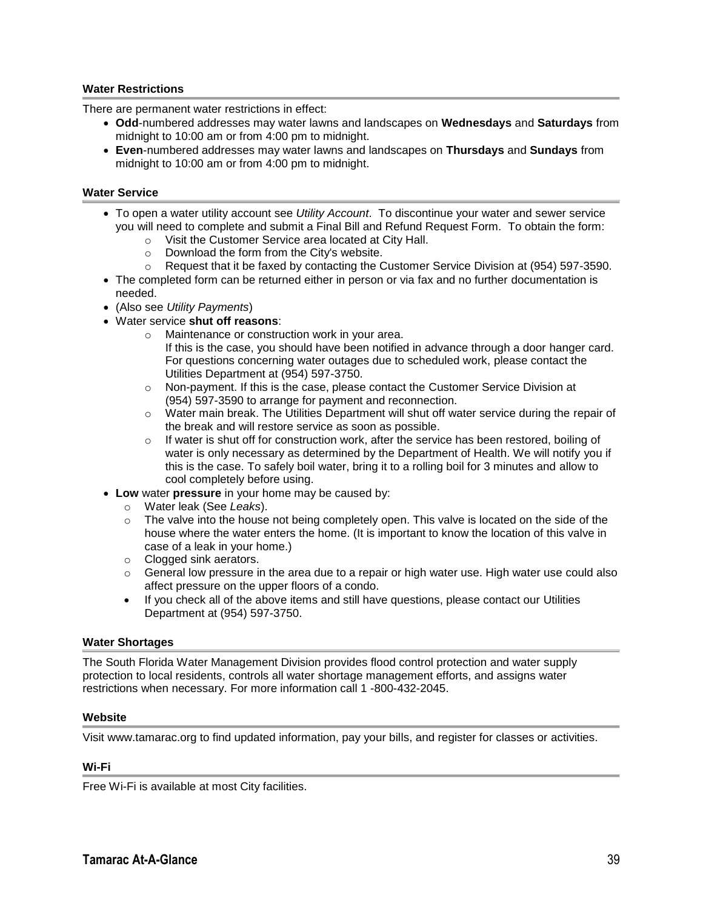### Water Restrictions

There are permanent water restrictions in effect:

- **Odd**-numbered addresses may water lawns and landscapes on **Wednesdays** and **Saturdays** from midnight to 10:00 am or from 4:00 pm to midnight.
- **Even**-numbered addresses may water lawns and landscapes on **Thursdays** and **Sundays** from midnight to 10:00 am or from 4:00 pm to midnight.

### Water Service

- To open a water utility account see *Utility Account*. To discontinue your water and sewer service you will need to complete and submit a Final Bill and Refund Request Form. To obtain the form:
  - Visit the Customer Service area located at City Hall.
  - Download the form from the City's website.
  - Request that it be faxed by contacting the Customer Service Division at (954) 597-3590.
- The completed form can be returned either in person or via fax and no further documentation is needed.
- (Also see *Utility Payments*)
- Water service **shut off reasons**:
  - Maintenance or construction work in your area.
    If this is the case, you should have been notified in advance through a door hanger card. For questions concerning water outages due to scheduled work, please contact the Utilities Department at (954) 597-3750.
  - Non-payment. If this is the case, please contact the Customer Service Division at (954) 597-3590 to arrange for payment and reconnection.
  - Water main break. The Utilities Department will shut off water service during the repair of the break and will restore service as soon as possible.
  - If water is shut off for construction work, after the service has been restored, boiling of water is only necessary as determined by the Department of Health. We will notify you if this is the case. To safely boil water, bring it to a rolling boil for 3 minutes and allow to cool completely before using.
- **Low** water **pressure** in your home may be caused by:
  - Water leak (See *Leaks*).
  - The valve into the house not being completely open. This valve is located on the side of the house where the water enters the home. (It is important to know the location of this valve in case of a leak in your home.)
  - Clogged sink aerators.
  - General low pressure in the area due to a repair or high water use. High water use could also affect pressure on the upper floors of a condo.
  - If you check all of the above items and still have questions, please contact our Utilities Department at (954) 597-3750.

### Water Shortages

The South Florida Water Management Division provides flood control protection and water supply protection to local residents, controls all water shortage management efforts, and assigns water restrictions when necessary. For more information call 1 -800-432-2045.

### Website

Visit www.tamarac.org to find updated information, pay your bills, and register for classes or activities.

### Wi-Fi

Free Wi-Fi is available at most City facilities.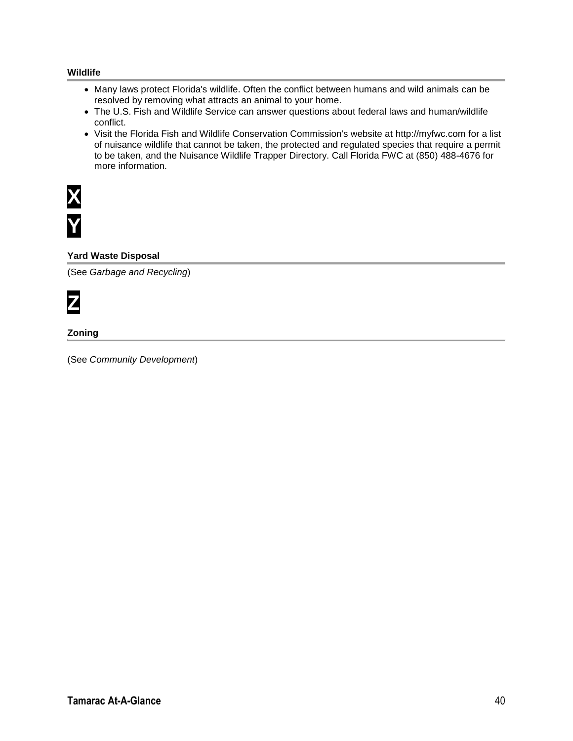### Wildlife

- Many laws protect Florida's wildlife. Often the conflict between humans and wild animals can be resolved by removing what attracts an animal to your home.
- The U.S. Fish and Wildlife Service can answer questions about federal laws and human/wildlife conflict.
- Visit the Florida Fish and Wildlife Conservation Commission's website at http://myfwc.com for a list of nuisance wildlife that cannot be taken, the protected and regulated species that require a permit to be taken, and the Nuisance Wildlife Trapper Directory. Call Florida FWC at (850) 488-4676 for more information.

## X

## Y

### Yard Waste Disposal

(See *Garbage and Recycling*)

## Z

### Zoning

(See *Community Development*)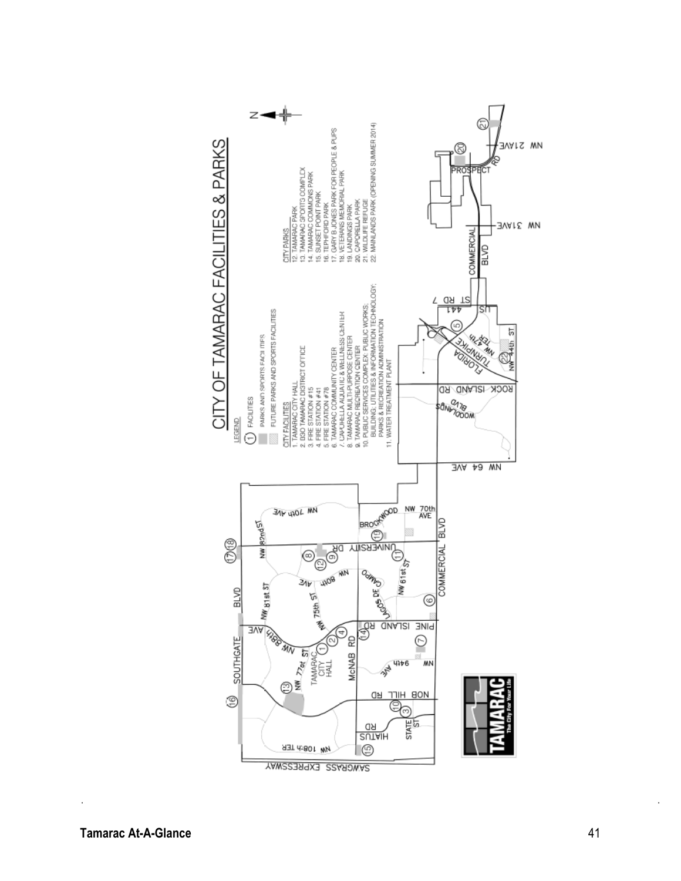# CITY OF TAMARAC FACILITIES & PARKS

LEGEND

① FACILITIES

PARKS AND SPORTS FACILITIES

FUTURE PARKS AND SPORTS FACILITIES

CITY FACILITIES

1. TAMARAC CITY HALL
2. BSO TAMARAC DISTRICT OFFICE
3. FIRE STATION #15
4. FIRE STATION #41
5. FIRE STATION #78
6. TAMARAC COMMUNITY CENTER
7. CAPORELLA AQUATIC & WELLNESS CENTER
8. TAMARAC MULTI-PURPOSE CENTER
9. TAMARAC RECREATION CENTER
10. PUBLIC SERVICES COMPLEX: PUBLIC WORKS; BUILDING; UTILITIES & INFORMATION TECHNOLOGY; PARKS & RECREATION ADMINISTRATION
11. WATER TREATMENT PLANT

CITY PARKS

12. TAMARAC PARK
13. TAMARAC SPORTS COMPLEX
14. TAMARAC COMMONS PARK
15. SUNSET POINT PARK
16. TEPHFORD PARK
17. GARY B JONES PARK FOR PEOPLE & PUPS
18. VETERANS MEMORIAL PARK
19. LANDINGS PARK
20. CAPORELLA PARK
21. WILDLIFE REFUGE
22. MAINLANDS PARK (OPENING SUMMER 2014)

SAWGRASS EXPRESSWAY
NW 108th TER
HIATUS RD
STATE ST
NOB HILL RD
SOUTHGATE BLVD
NW 77th ST
TAMARAC CITY HALL
McNAB RD
NW 94th AVE
NW 88th AVE
PINE ISLAND RD
NW 81st ST
NW 75th ST
NW 80th AVE
LAGOS DE CAMPO
NW 61st ST
COMMERCIAL BLVD
NW 82nd ST
UNIVERSITY DR
NW 70th AVE
BROCKWOOD
NW 64 AVE
WOODLANDS BLVD
ROCK ISLAND RD
FLORIDA TURNPIKE
NW 47th TER
NW 44th ST
US 441
ST RD 7
NW 31AVE
PROSPECT RD
NW 21AVE

TAMARAC
The City For Your Life